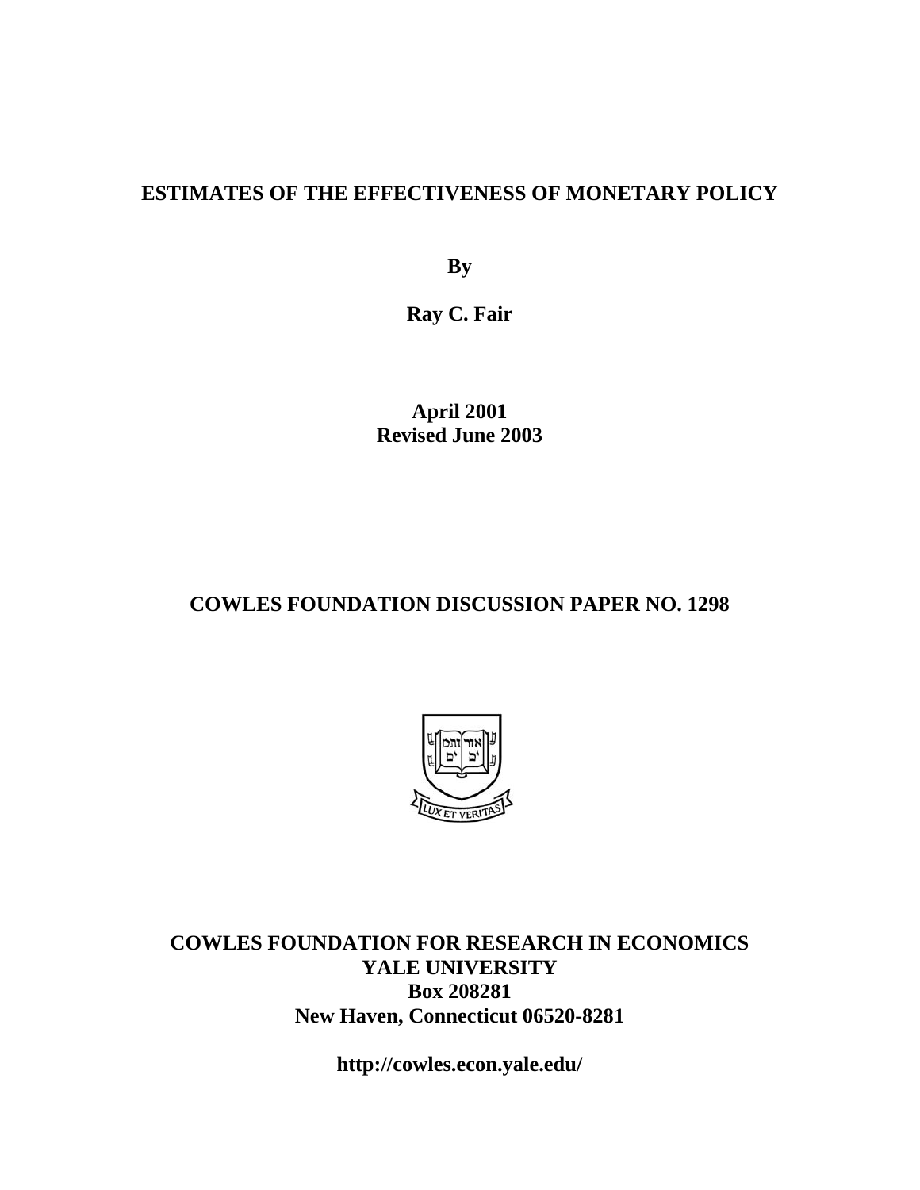# ESTIMATES OF THE EFFECTIVENESS OF MONETARY POLICY

**By**

**Ray C. Fair**

**April 2001**
**Revised June 2003**

**COWLES FOUNDATION DISCUSSION PAPER NO. 1298**

**COWLES FOUNDATION FOR RESEARCH IN ECONOMICS**
**YALE UNIVERSITY**
**Box 208281**
**New Haven, Connecticut 06520-8281**

**http://cowles.econ.yale.edu/**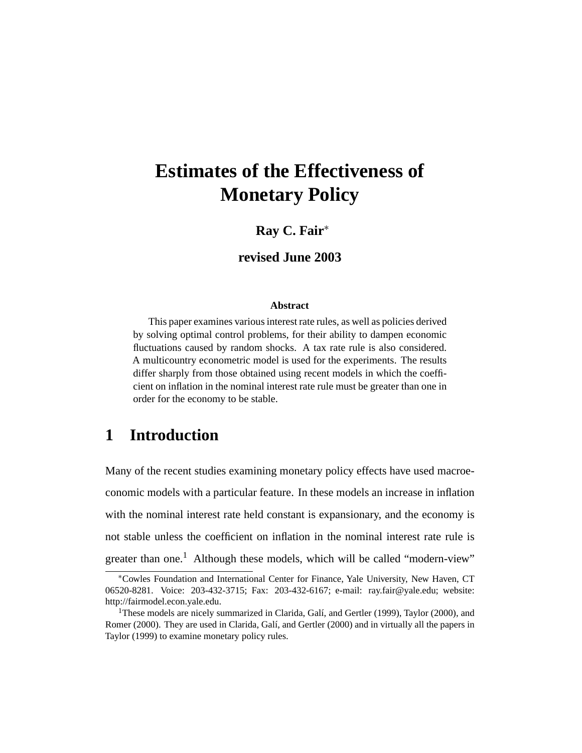# Estimates of the Effectiveness of Monetary Policy

**Ray C. Fair***

**revised June 2003**

**Abstract**

This paper examines various interest rate rules, as well as policies derived by solving optimal control problems, for their ability to dampen economic fluctuations caused by random shocks. A tax rate rule is also considered. A multicountry econometric model is used for the experiments. The results differ sharply from those obtained using recent models in which the coefficient on inflation in the nominal interest rate rule must be greater than one in order for the economy to be stable.

## 1 Introduction

Many of the recent studies examining monetary policy effects have used macroeconomic models with a particular feature. In these models an increase in inflation with the nominal interest rate held constant is expansionary, and the economy is not stable unless the coefficient on inflation in the nominal interest rate rule is greater than one.[1] Although these models, which will be called "modern-view"

*Cowles Foundation and International Center for Finance, Yale University, New Haven, CT 06520-8281. Voice: 203-432-3715; Fax: 203-432-6167; e-mail: ray.fair@yale.edu; website: http://fairmodel.econ.yale.edu.

[1]These models are nicely summarized in Clarida, Galí, and Gertler (1999), Taylor (2000), and Romer (2000). They are used in Clarida, Galí, and Gertler (2000) and in virtually all the papers in Taylor (1999) to examine monetary policy rules.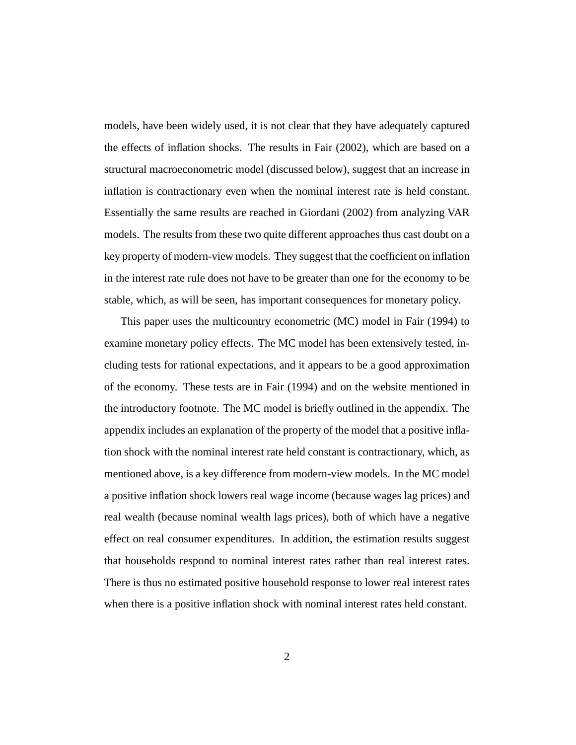models, have been widely used, it is not clear that they have adequately captured the effects of inflation shocks. The results in Fair (2002), which are based on a structural macroeconometric model (discussed below), suggest that an increase in inflation is contractionary even when the nominal interest rate is held constant. Essentially the same results are reached in Giordani (2002) from analyzing VAR models. The results from these two quite different approaches thus cast doubt on a key property of modern-view models. They suggest that the coefficient on inflation in the interest rate rule does not have to be greater than one for the economy to be stable, which, as will be seen, has important consequences for monetary policy.

This paper uses the multicountry econometric (MC) model in Fair (1994) to examine monetary policy effects. The MC model has been extensively tested, including tests for rational expectations, and it appears to be a good approximation of the economy. These tests are in Fair (1994) and on the website mentioned in the introductory footnote. The MC model is briefly outlined in the appendix. The appendix includes an explanation of the property of the model that a positive inflation shock with the nominal interest rate held constant is contractionary, which, as mentioned above, is a key difference from modern-view models. In the MC model a positive inflation shock lowers real wage income (because wages lag prices) and real wealth (because nominal wealth lags prices), both of which have a negative effect on real consumer expenditures. In addition, the estimation results suggest that households respond to nominal interest rates rather than real interest rates. There is thus no estimated positive household response to lower real interest rates when there is a positive inflation shock with nominal interest rates held constant.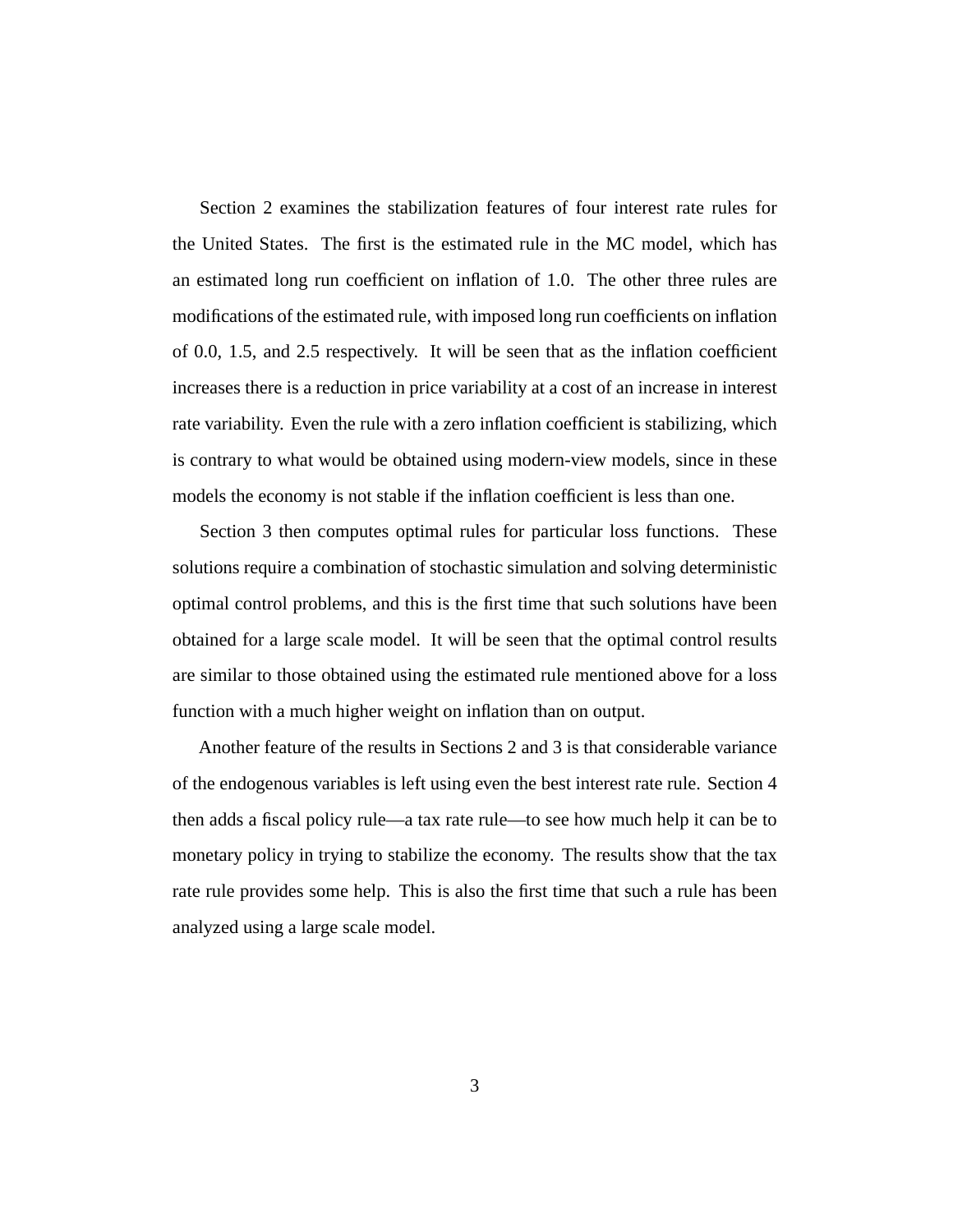Section 2 examines the stabilization features of four interest rate rules for the United States. The first is the estimated rule in the MC model, which has an estimated long run coefficient on inflation of 1.0. The other three rules are modifications of the estimated rule, with imposed long run coefficients on inflation of 0.0, 1.5, and 2.5 respectively. It will be seen that as the inflation coefficient increases there is a reduction in price variability at a cost of an increase in interest rate variability. Even the rule with a zero inflation coefficient is stabilizing, which is contrary to what would be obtained using modern-view models, since in these models the economy is not stable if the inflation coefficient is less than one.

Section 3 then computes optimal rules for particular loss functions. These solutions require a combination of stochastic simulation and solving deterministic optimal control problems, and this is the first time that such solutions have been obtained for a large scale model. It will be seen that the optimal control results are similar to those obtained using the estimated rule mentioned above for a loss function with a much higher weight on inflation than on output.

Another feature of the results in Sections 2 and 3 is that considerable variance of the endogenous variables is left using even the best interest rate rule. Section 4 then adds a fiscal policy rule—a tax rate rule—to see how much help it can be to monetary policy in trying to stabilize the economy. The results show that the tax rate rule provides some help. This is also the first time that such a rule has been analyzed using a large scale model.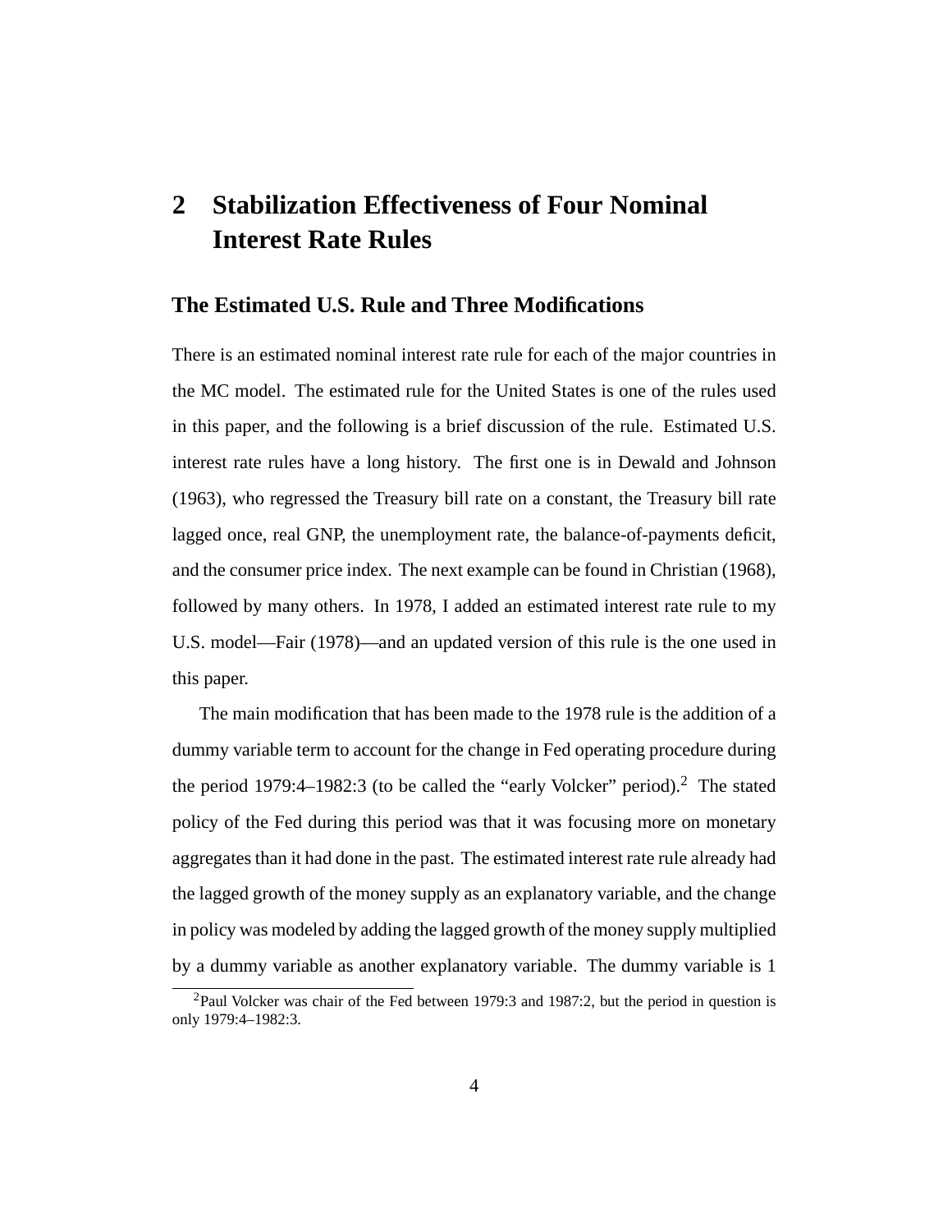# 2 Stabilization Effectiveness of Four Nominal Interest Rate Rules

## The Estimated U.S. Rule and Three Modifications

There is an estimated nominal interest rate rule for each of the major countries in the MC model. The estimated rule for the United States is one of the rules used in this paper, and the following is a brief discussion of the rule. Estimated U.S. interest rate rules have a long history. The first one is in Dewald and Johnson (1963), who regressed the Treasury bill rate on a constant, the Treasury bill rate lagged once, real GNP, the unemployment rate, the balance-of-payments deficit, and the consumer price index. The next example can be found in Christian (1968), followed by many others. In 1978, I added an estimated interest rate rule to my U.S. model—Fair (1978)—and an updated version of this rule is the one used in this paper.

The main modification that has been made to the 1978 rule is the addition of a dummy variable term to account for the change in Fed operating procedure during the period 1979:4–1982:3 (to be called the "early Volcker" period).[2] The stated policy of the Fed during this period was that it was focusing more on monetary aggregates than it had done in the past. The estimated interest rate rule already had the lagged growth of the money supply as an explanatory variable, and the change in policy was modeled by adding the lagged growth of the money supply multiplied by a dummy variable as another explanatory variable. The dummy variable is 1

[2] Paul Volcker was chair of the Fed between 1979:3 and 1987:2, but the period in question is only 1979:4–1982:3.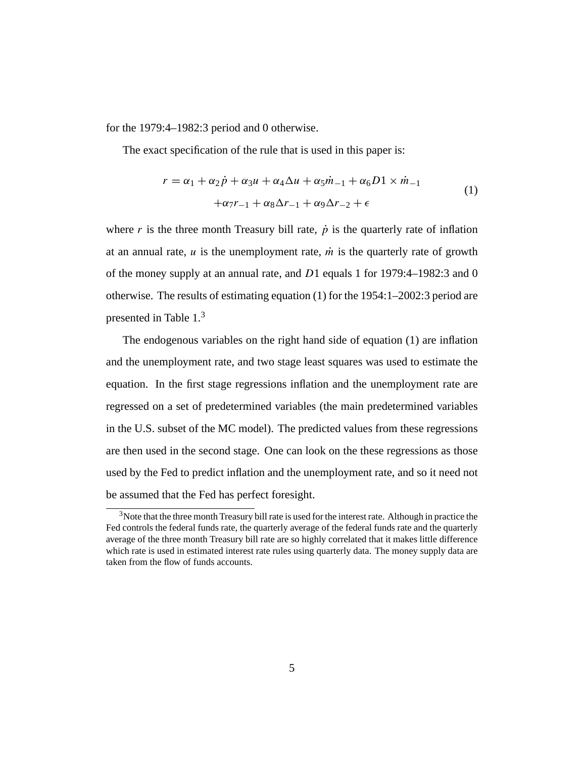for the 1979:4–1982:3 period and 0 otherwise.

The exact specification of the rule that is used in this paper is:

$$
\begin{aligned}
r = \alpha_1 + \alpha_2 \dot{p} + \alpha_3 u + \alpha_4 \Delta u + \alpha_5 \dot{m}_{-1} + \alpha_6 D1 \times \dot{m}_{-1} \\
+ \alpha_7 r_{-1} + \alpha_8 \Delta r_{-1} + \alpha_9 \Delta r_{-2} + \epsilon
\end{aligned}
\tag{1}
$$

where $r$ is the three month Treasury bill rate, $\dot{p}$ is the quarterly rate of inflation at an annual rate, $u$ is the unemployment rate, $\dot{m}$ is the quarterly rate of growth of the money supply at an annual rate, and $D1$ equals 1 for 1979:4–1982:3 and 0 otherwise. The results of estimating equation (1) for the 1954:1–2002:3 period are presented in Table 1.[3]

The endogenous variables on the right hand side of equation (1) are inflation and the unemployment rate, and two stage least squares was used to estimate the equation. In the first stage regressions inflation and the unemployment rate are regressed on a set of predetermined variables (the main predetermined variables in the U.S. subset of the MC model). The predicted values from these regressions are then used in the second stage. One can look on the these regressions as those used by the Fed to predict inflation and the unemployment rate, and so it need not be assumed that the Fed has perfect foresight.

[3] Note that the three month Treasury bill rate is used for the interest rate. Although in practice the Fed controls the federal funds rate, the quarterly average of the federal funds rate and the quarterly average of the three month Treasury bill rate are so highly correlated that it makes little difference which rate is used in estimated interest rate rules using quarterly data. The money supply data are taken from the flow of funds accounts.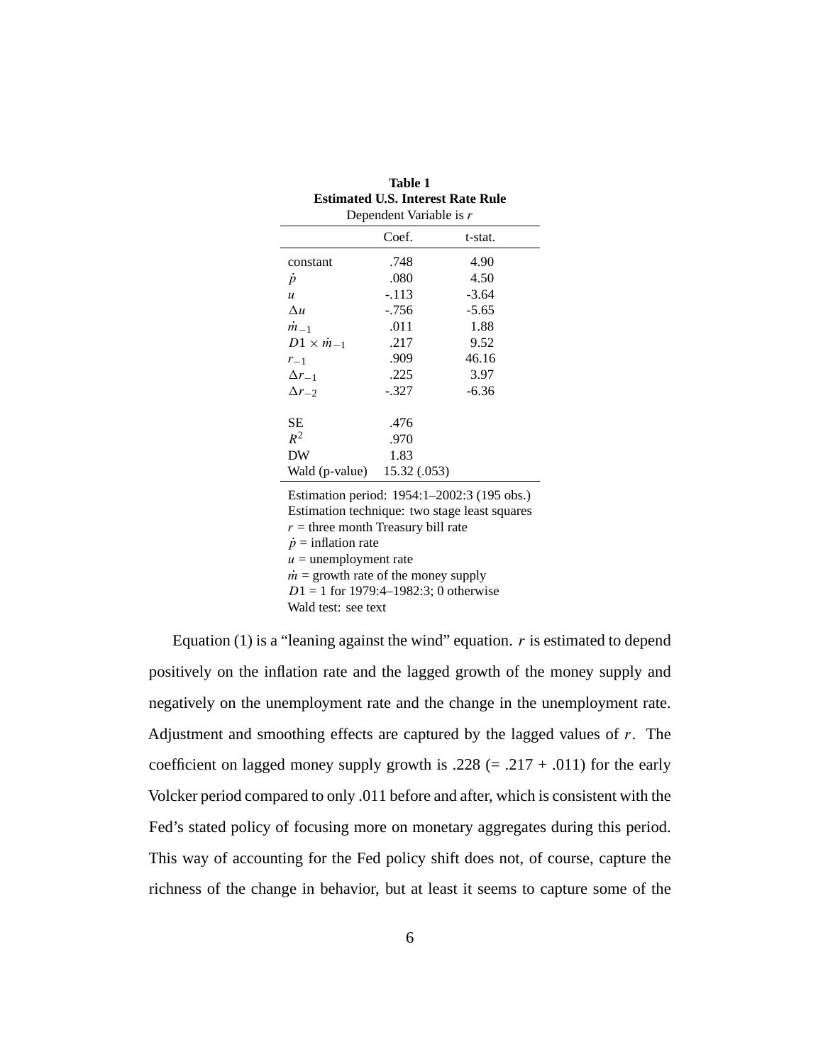**Table 1**
**Estimated U.S. Interest Rate Rule**
Dependent Variable is $r$

| | Coef. | t-stat. |
|---|---|---|
| constant | .748 | 4.90 |
| $\dot{p}$ | .080 | 4.50 |
| $u$ | -.113 | -3.64 |
| $\Delta u$ | -.756 | -5.65 |
| $\dot{m}_{-1}$ | .011 | 1.88 |
| $D1 \times \dot{m}_{-1}$ | .217 | 9.52 |
| $r_{-1}$ | .909 | 46.16 |
| $\Delta r_{-1}$ | .225 | 3.97 |
| $\Delta r_{-2}$ | -.327 | -6.36 |
| | | |
| SE | .476 | |
| $R^2$ | .970 | |
| DW | 1.83 | |
| Wald (p-value) | 15.32 (.053) | |

Estimation period: 1954:1–2002:3 (195 obs.)
Estimation technique: two stage least squares
$r$ = three month Treasury bill rate
$\dot{p}$ = inflation rate
$u$ = unemployment rate
$\dot{m}$ = growth rate of the money supply
$D1$ = 1 for 1979:4–1982:3; 0 otherwise
Wald test: see text

Equation (1) is a "leaning against the wind" equation. $r$ is estimated to depend positively on the inflation rate and the lagged growth of the money supply and negatively on the unemployment rate and the change in the unemployment rate. Adjustment and smoothing effects are captured by the lagged values of $r$. The coefficient on lagged money supply growth is .228 (= .217 + .011) for the early Volcker period compared to only .011 before and after, which is consistent with the Fed's stated policy of focusing more on monetary aggregates during this period. This way of accounting for the Fed policy shift does not, of course, capture the richness of the change in behavior, but at least it seems to capture some of the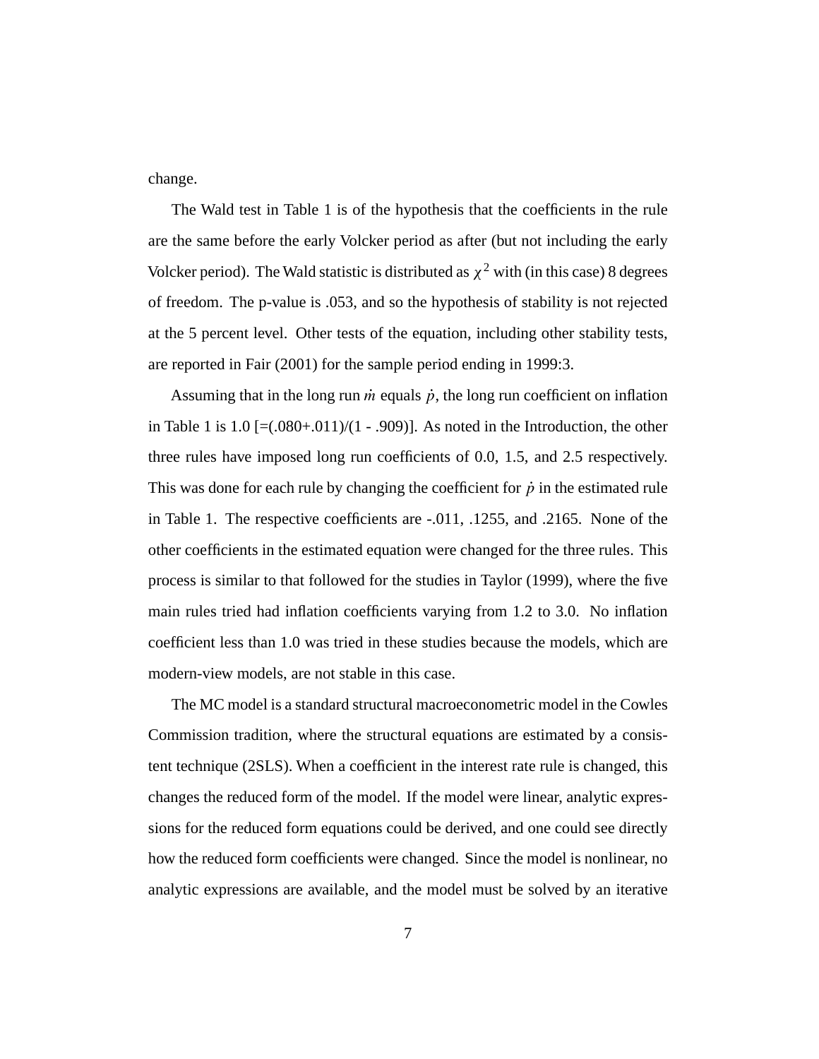change.

The Wald test in Table 1 is of the hypothesis that the coefficients in the rule are the same before the early Volcker period as after (but not including the early Volcker period). The Wald statistic is distributed as $\chi^2$ with (in this case) 8 degrees of freedom. The p-value is .053, and so the hypothesis of stability is not rejected at the 5 percent level. Other tests of the equation, including other stability tests, are reported in Fair (2001) for the sample period ending in 1999:3.

Assuming that in the long run $\dot{m}$ equals $\dot{p}$, the long run coefficient on inflation in Table 1 is 1.0 [=(.080+.011)/(1 - .909)]. As noted in the Introduction, the other three rules have imposed long run coefficients of 0.0, 1.5, and 2.5 respectively. This was done for each rule by changing the coefficient for $\dot{p}$ in the estimated rule in Table 1. The respective coefficients are -.011, .1255, and .2165. None of the other coefficients in the estimated equation were changed for the three rules. This process is similar to that followed for the studies in Taylor (1999), where the five main rules tried had inflation coefficients varying from 1.2 to 3.0. No inflation coefficient less than 1.0 was tried in these studies because the models, which are modern-view models, are not stable in this case.

The MC model is a standard structural macroeconometric model in the Cowles Commission tradition, where the structural equations are estimated by a consistent technique (2SLS). When a coefficient in the interest rate rule is changed, this changes the reduced form of the model. If the model were linear, analytic expressions for the reduced form equations could be derived, and one could see directly how the reduced form coefficients were changed. Since the model is nonlinear, no analytic expressions are available, and the model must be solved by an iterative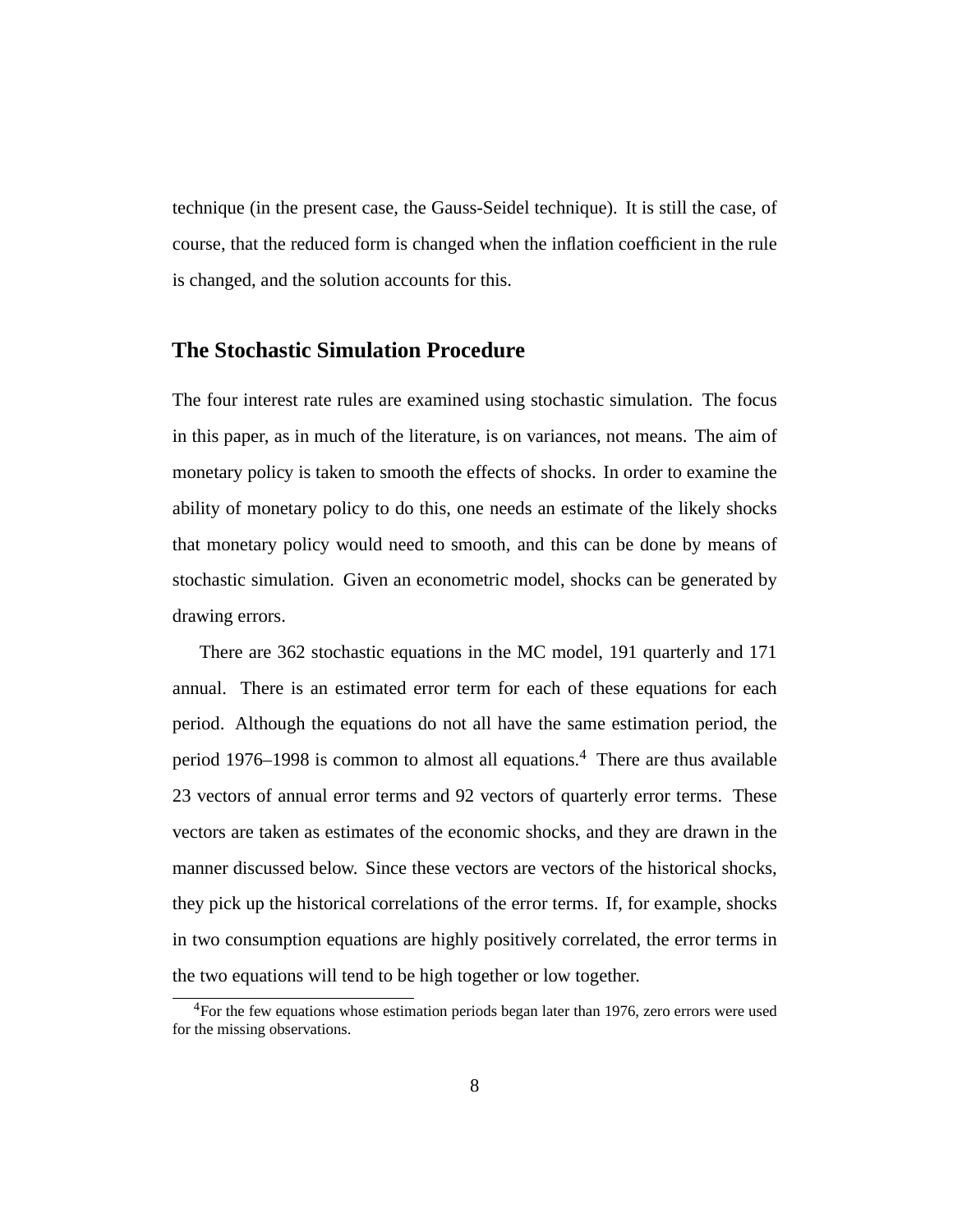technique (in the present case, the Gauss-Seidel technique). It is still the case, of course, that the reduced form is changed when the inflation coefficient in the rule is changed, and the solution accounts for this.

## The Stochastic Simulation Procedure

The four interest rate rules are examined using stochastic simulation. The focus in this paper, as in much of the literature, is on variances, not means. The aim of monetary policy is taken to smooth the effects of shocks. In order to examine the ability of monetary policy to do this, one needs an estimate of the likely shocks that monetary policy would need to smooth, and this can be done by means of stochastic simulation. Given an econometric model, shocks can be generated by drawing errors.

There are 362 stochastic equations in the MC model, 191 quarterly and 171 annual. There is an estimated error term for each of these equations for each period. Although the equations do not all have the same estimation period, the period 1976–1998 is common to almost all equations.[4] There are thus available 23 vectors of annual error terms and 92 vectors of quarterly error terms. These vectors are taken as estimates of the economic shocks, and they are drawn in the manner discussed below. Since these vectors are vectors of the historical shocks, they pick up the historical correlations of the error terms. If, for example, shocks in two consumption equations are highly positively correlated, the error terms in the two equations will tend to be high together or low together.

[4]For the few equations whose estimation periods began later than 1976, zero errors were used for the missing observations.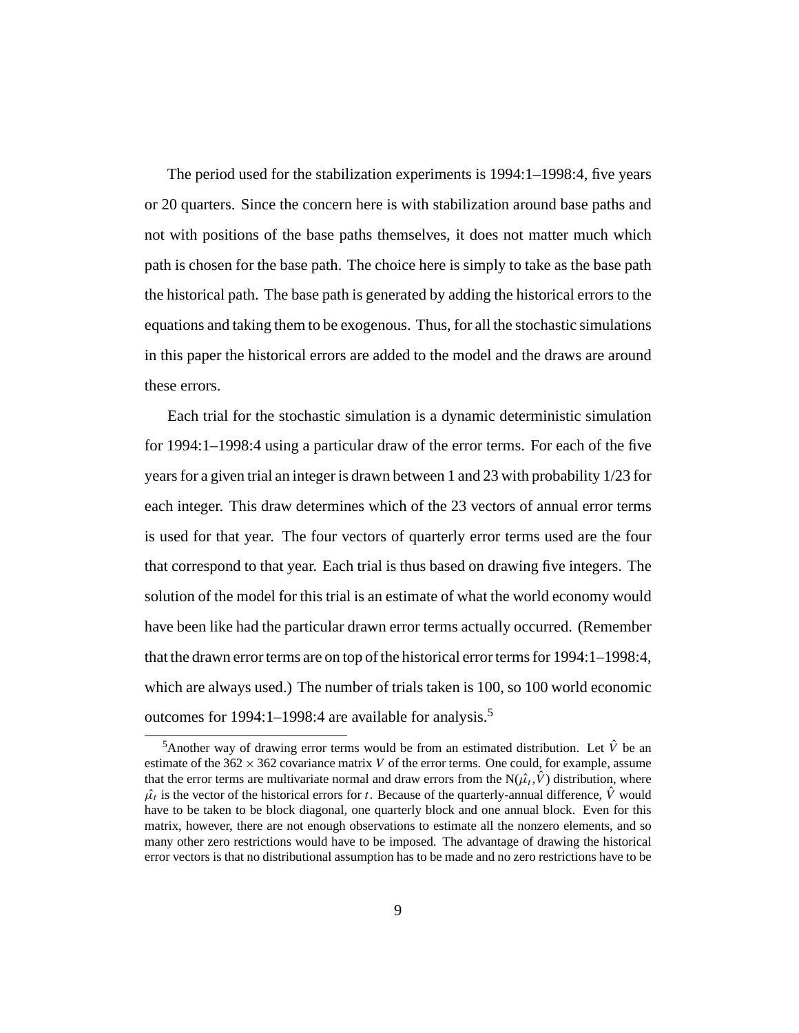The period used for the stabilization experiments is 1994:1–1998:4, five years or 20 quarters. Since the concern here is with stabilization around base paths and not with positions of the base paths themselves, it does not matter much which path is chosen for the base path. The choice here is simply to take as the base path the historical path. The base path is generated by adding the historical errors to the equations and taking them to be exogenous. Thus, for all the stochastic simulations in this paper the historical errors are added to the model and the draws are around these errors.

Each trial for the stochastic simulation is a dynamic deterministic simulation for 1994:1–1998:4 using a particular draw of the error terms. For each of the five years for a given trial an integer is drawn between 1 and 23 with probability 1/23 for each integer. This draw determines which of the 23 vectors of annual error terms is used for that year. The four vectors of quarterly error terms used are the four that correspond to that year. Each trial is thus based on drawing five integers. The solution of the model for this trial is an estimate of what the world economy would have been like had the particular drawn error terms actually occurred. (Remember that the drawn error terms are on top of the historical error terms for 1994:1–1998:4, which are always used.) The number of trials taken is 100, so 100 world economic outcomes for 1994:1–1998:4 are available for analysis.[5]

[5]Another way of drawing error terms would be from an estimated distribution. Let $\hat{V}$ be an estimate of the $362 \times 362$ covariance matrix $V$ of the error terms. One could, for example, assume that the error terms are multivariate normal and draw errors from the $N(\hat{\mu}_t, \hat{V})$ distribution, where $\hat{\mu}_t$ is the vector of the historical errors for $t$. Because of the quarterly-annual difference, $\hat{V}$ would have to be taken to be block diagonal, one quarterly block and one annual block. Even for this matrix, however, there are not enough observations to estimate all the nonzero elements, and so many other zero restrictions would have to be imposed. The advantage of drawing the historical error vectors is that no distributional assumption has to be made and no zero restrictions have to be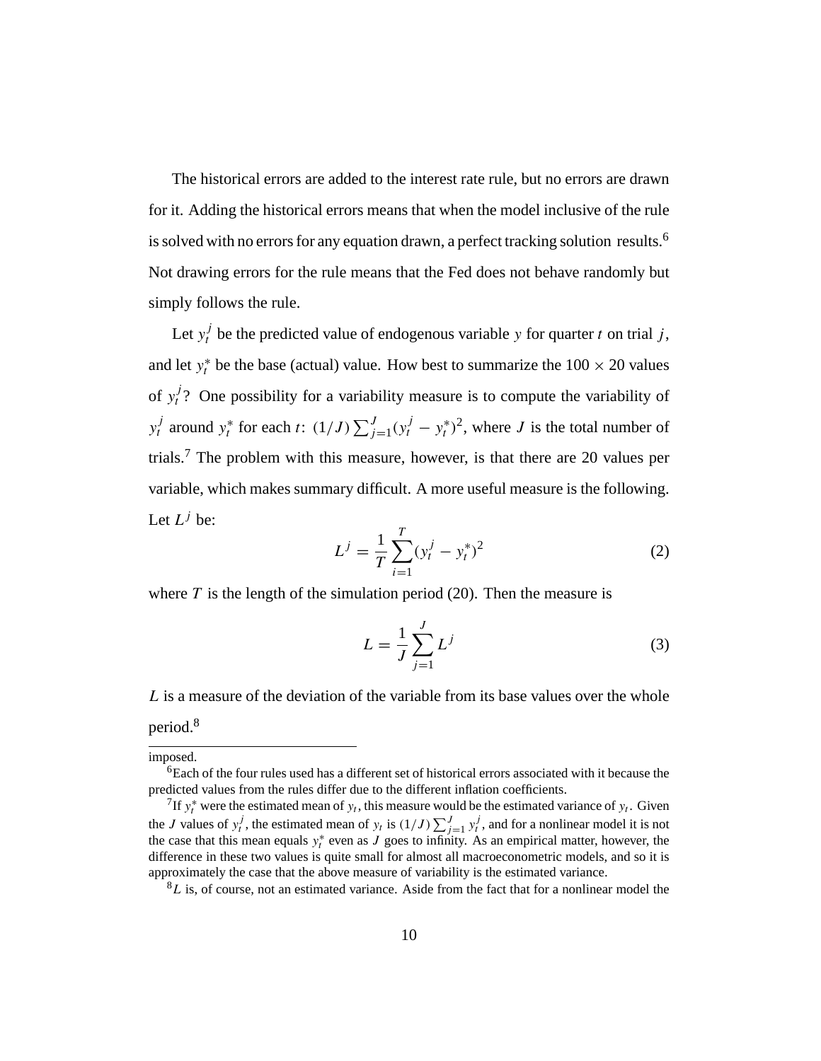The historical errors are added to the interest rate rule, but no errors are drawn for it. Adding the historical errors means that when the model inclusive of the rule is solved with no errors for any equation drawn, a perfect tracking solution results.[6] Not drawing errors for the rule means that the Fed does not behave randomly but simply follows the rule.

Let $y_t^j$ be the predicted value of endogenous variable $y$ for quarter $t$ on trial $j$, and let $y_t^*$ be the base (actual) value. How best to summarize the $100 \times 20$ values of $y_t^j$? One possibility for a variability measure is to compute the variability of $y_t^j$ around $y_t^*$ for each $t$: $(1/J)\sum_{j=1}^{J}(y_t^j - y_t^*)^2$, where $J$ is the total number of trials.[7] The problem with this measure, however, is that there are 20 values per variable, which makes summary difficult. A more useful measure is the following. Let $L^j$ be:

$$L^j = \frac{1}{T}\sum_{i=1}^{T}(y_t^j - y_t^*)^2 \tag{2}$$

where $T$ is the length of the simulation period (20). Then the measure is

$$L = \frac{1}{J}\sum_{j=1}^{J} L^j \tag{3}$$

$L$ is a measure of the deviation of the variable from its base values over the whole period.[8]

---

imposed.

[6]Each of the four rules used has a different set of historical errors associated with it because the predicted values from the rules differ due to the different inflation coefficients.

[7]If $y_t^*$ were the estimated mean of $y_t$, this measure would be the estimated variance of $y_t$. Given the $J$ values of $y_t^j$, the estimated mean of $y_t$ is $(1/J)\sum_{j=1}^{J} y_t^j$, and for a nonlinear model it is not the case that this mean equals $y_t^*$ even as $J$ goes to infinity. As an empirical matter, however, the difference in these two values is quite small for almost all macroeconometric models, and so it is approximately the case that the above measure of variability is the estimated variance.

[8]$L$ is, of course, not an estimated variance. Aside from the fact that for a nonlinear model the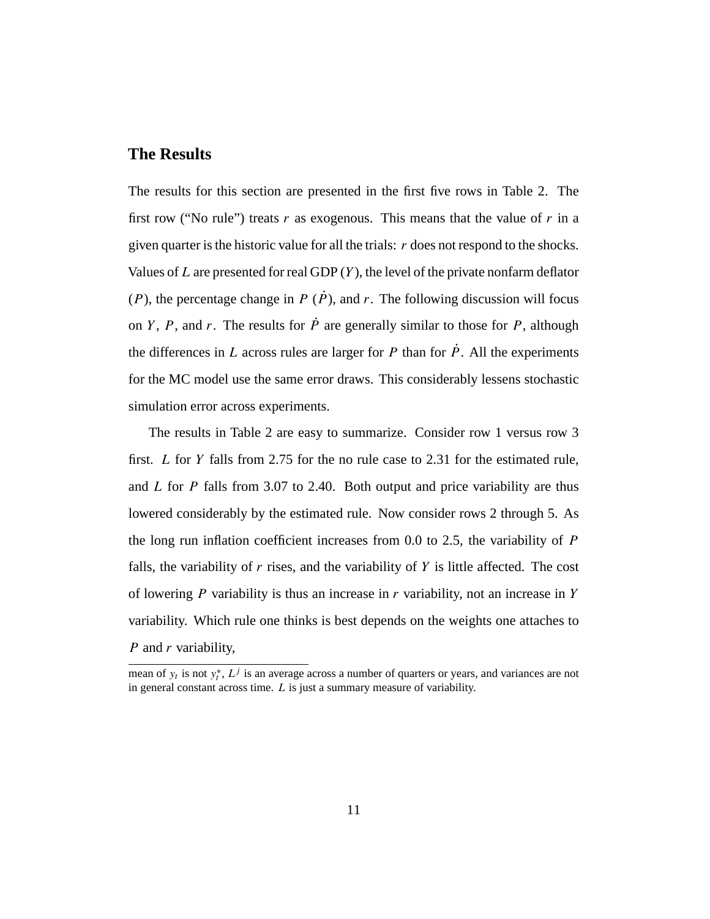## The Results

The results for this section are presented in the first five rows in Table 2. The first row ("No rule") treats $r$ as exogenous. This means that the value of $r$ in a given quarter is the historic value for all the trials: $r$ does not respond to the shocks. Values of $L$ are presented for real GDP ($Y$), the level of the private nonfarm deflator ($P$), the percentage change in $P$ ($\dot{P}$), and $r$. The following discussion will focus on $Y$, $P$, and $r$. The results for $\dot{P}$ are generally similar to those for $P$, although the differences in $L$ across rules are larger for $P$ than for $\dot{P}$. All the experiments for the MC model use the same error draws. This considerably lessens stochastic simulation error across experiments.

The results in Table 2 are easy to summarize. Consider row 1 versus row 3 first. $L$ for $Y$ falls from 2.75 for the no rule case to 2.31 for the estimated rule, and $L$ for $P$ falls from 3.07 to 2.40. Both output and price variability are thus lowered considerably by the estimated rule. Now consider rows 2 through 5. As the long run inflation coefficient increases from 0.0 to 2.5, the variability of $P$ falls, the variability of $r$ rises, and the variability of $Y$ is little affected. The cost of lowering $P$ variability is thus an increase in $r$ variability, not an increase in $Y$ variability. Which rule one thinks is best depends on the weights one attaches to $P$ and $r$ variability,

---

mean of $y_t$ is not $y_t^*$, $L^j$ is an average across a number of quarters or years, and variances are not in general constant across time. $L$ is just a summary measure of variability.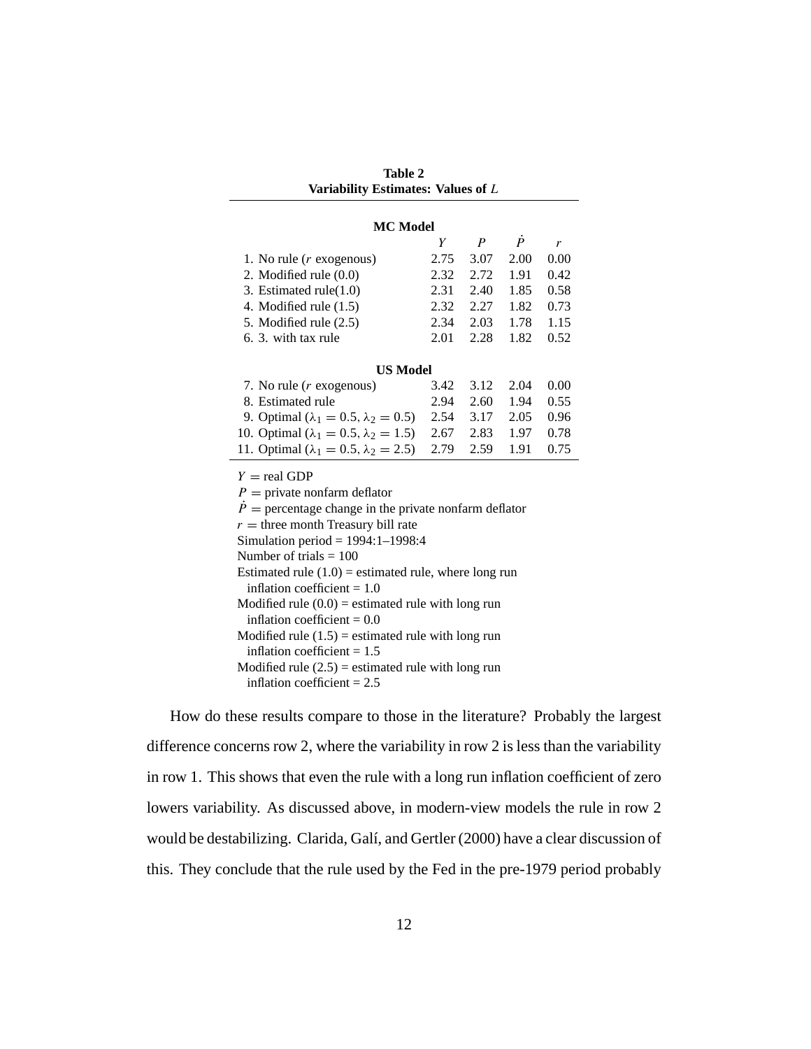**Table 2**
**Variability Estimates: Values of $L$**

| | $Y$ | $P$ | $\dot{P}$ | $r$ |
|---|---|---|---|---|
| **MC Model** | | | | |
| 1. No rule ($r$ exogenous) | 2.75 | 3.07 | 2.00 | 0.00 |
| 2. Modified rule (0.0) | 2.32 | 2.72 | 1.91 | 0.42 |
| 3. Estimated rule(1.0) | 2.31 | 2.40 | 1.85 | 0.58 |
| 4. Modified rule (1.5) | 2.32 | 2.27 | 1.82 | 0.73 |
| 5. Modified rule (2.5) | 2.34 | 2.03 | 1.78 | 1.15 |
| 6. 3. with tax rule | 2.01 | 2.28 | 1.82 | 0.52 |
| **US Model** | | | | |
| 7. No rule ($r$ exogenous) | 3.42 | 3.12 | 2.04 | 0.00 |
| 8. Estimated rule | 2.94 | 2.60 | 1.94 | 0.55 |
| 9. Optimal ($\lambda_1 = 0.5, \lambda_2 = 0.5$) | 2.54 | 3.17 | 2.05 | 0.96 |
| 10. Optimal ($\lambda_1 = 0.5, \lambda_2 = 1.5$) | 2.67 | 2.83 | 1.97 | 0.78 |
| 11. Optimal ($\lambda_1 = 0.5, \lambda_2 = 2.5$) | 2.79 | 2.59 | 1.91 | 0.75 |

$Y$ = real GDP
$P$ = private nonfarm deflator
$\dot{P}$ = percentage change in the private nonfarm deflator
$r$ = three month Treasury bill rate
Simulation period = 1994:1–1998:4
Number of trials = 100
Estimated rule (1.0) = estimated rule, where long run inflation coefficient = 1.0
Modified rule (0.0) = estimated rule with long run inflation coefficient = 0.0
Modified rule (1.5) = estimated rule with long run inflation coefficient = 1.5
Modified rule (2.5) = estimated rule with long run inflation coefficient = 2.5

How do these results compare to those in the literature? Probably the largest difference concerns row 2, where the variability in row 2 is less than the variability in row 1. This shows that even the rule with a long run inflation coefficient of zero lowers variability. As discussed above, in modern-view models the rule in row 2 would be destabilizing. Clarida, Galí, and Gertler (2000) have a clear discussion of this. They conclude that the rule used by the Fed in the pre-1979 period probably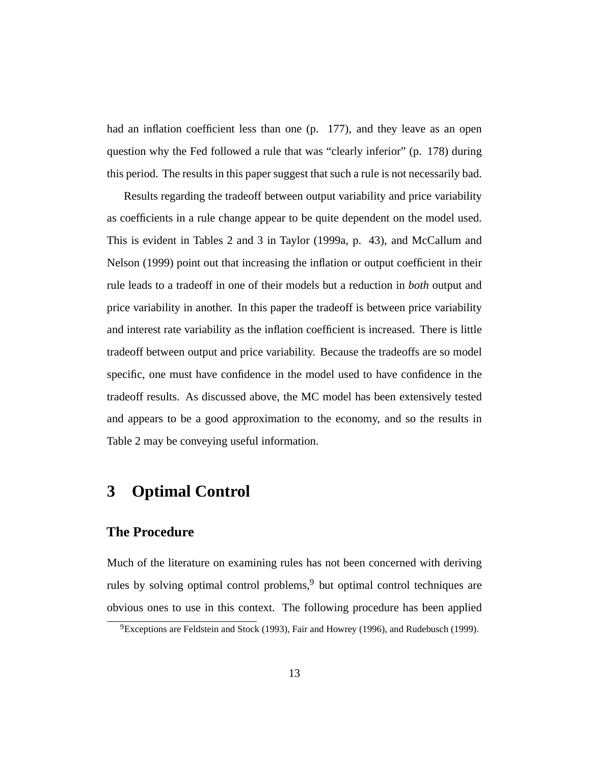had an inflation coefficient less than one (p. 177), and they leave as an open question why the Fed followed a rule that was “clearly inferior” (p. 178) during this period. The results in this paper suggest that such a rule is not necessarily bad.

Results regarding the tradeoff between output variability and price variability as coefficients in a rule change appear to be quite dependent on the model used. This is evident in Tables 2 and 3 in Taylor (1999a, p. 43), and McCallum and Nelson (1999) point out that increasing the inflation or output coefficient in their rule leads to a tradeoff in one of their models but a reduction in *both* output and price variability in another. In this paper the tradeoff is between price variability and interest rate variability as the inflation coefficient is increased. There is little tradeoff between output and price variability. Because the tradeoffs are so model specific, one must have confidence in the model used to have confidence in the tradeoff results. As discussed above, the MC model has been extensively tested and appears to be a good approximation to the economy, and so the results in Table 2 may be conveying useful information.

# 3 Optimal Control

## The Procedure

Much of the literature on examining rules has not been concerned with deriving rules by solving optimal control problems,[9] but optimal control techniques are obvious ones to use in this context. The following procedure has been applied

[9] Exceptions are Feldstein and Stock (1993), Fair and Howrey (1996), and Rudebusch (1999).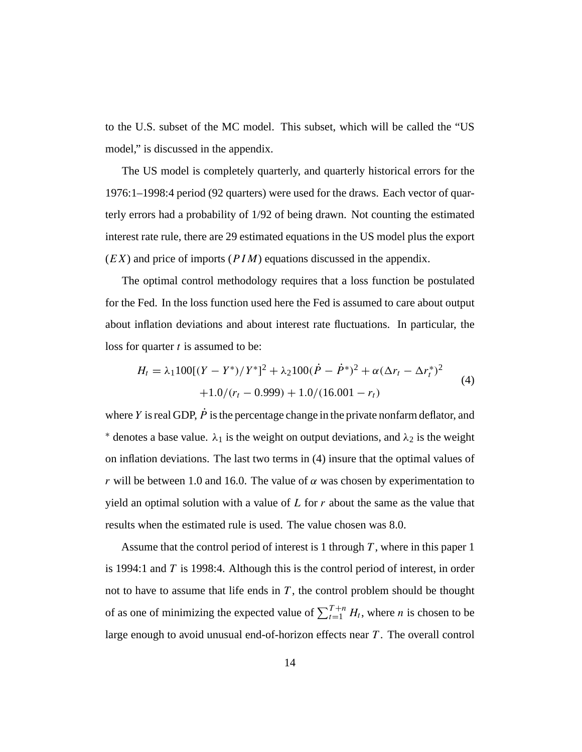to the U.S. subset of the MC model. This subset, which will be called the "US model," is discussed in the appendix.

The US model is completely quarterly, and quarterly historical errors for the 1976:1–1998:4 period (92 quarters) were used for the draws. Each vector of quarterly errors had a probability of 1/92 of being drawn. Not counting the estimated interest rate rule, there are 29 estimated equations in the US model plus the export ($EX$) and price of imports ($PIM$) equations discussed in the appendix.

The optimal control methodology requires that a loss function be postulated for the Fed. In the loss function used here the Fed is assumed to care about output about inflation deviations and about interest rate fluctuations. In particular, the loss for quarter $t$ is assumed to be:

$$
\begin{aligned}
H_t = \lambda_1 100[(Y - Y^*)/Y^*]^2 + \lambda_2 100(\dot{P} - \dot{P}^*)^2 + \alpha(\Delta r_t - \Delta r_t^*)^2 \\
+1.0/(r_t - 0.999) + 1.0/(16.001 - r_t)
\end{aligned}
\tag{4}
$$

where $Y$ is real GDP, $\dot{P}$ is the percentage change in the private nonfarm deflator, and $^*$ denotes a base value. $\lambda_1$ is the weight on output deviations, and $\lambda_2$ is the weight on inflation deviations. The last two terms in (4) insure that the optimal values of $r$ will be between 1.0 and 16.0. The value of $\alpha$ was chosen by experimentation to yield an optimal solution with a value of $L$ for $r$ about the same as the value that results when the estimated rule is used. The value chosen was 8.0.

Assume that the control period of interest is 1 through $T$, where in this paper 1 is 1994:1 and $T$ is 1998:4. Although this is the control period of interest, in order not to have to assume that life ends in $T$, the control problem should be thought of as one of minimizing the expected value of $\sum_{t=1}^{T+n} H_t$, where $n$ is chosen to be large enough to avoid unusual end-of-horizon effects near $T$. The overall control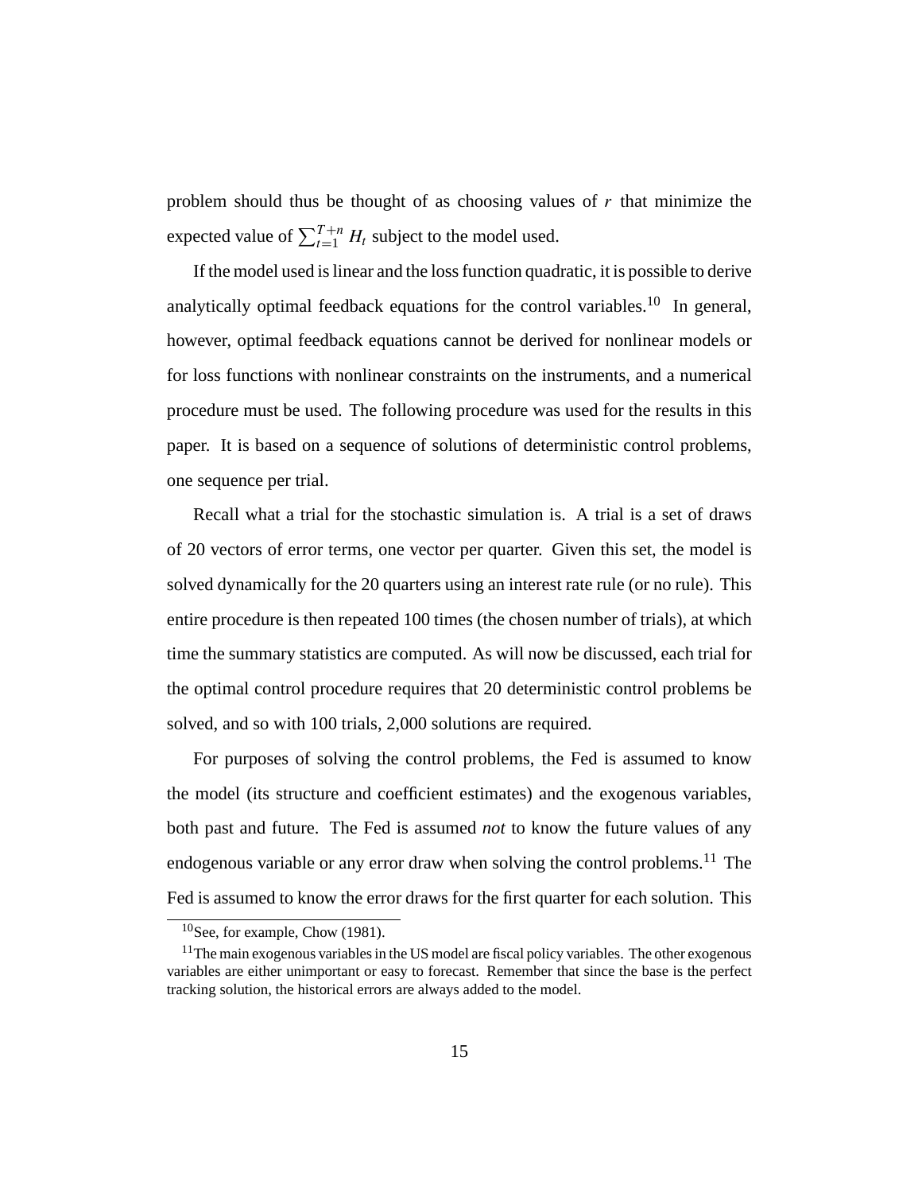problem should thus be thought of as choosing values of $r$ that minimize the expected value of $\sum_{t=1}^{T+n} H_t$ subject to the model used.

If the model used is linear and the loss function quadratic, it is possible to derive analytically optimal feedback equations for the control variables.[10] In general, however, optimal feedback equations cannot be derived for nonlinear models or for loss functions with nonlinear constraints on the instruments, and a numerical procedure must be used. The following procedure was used for the results in this paper. It is based on a sequence of solutions of deterministic control problems, one sequence per trial.

Recall what a trial for the stochastic simulation is. A trial is a set of draws of 20 vectors of error terms, one vector per quarter. Given this set, the model is solved dynamically for the 20 quarters using an interest rate rule (or no rule). This entire procedure is then repeated 100 times (the chosen number of trials), at which time the summary statistics are computed. As will now be discussed, each trial for the optimal control procedure requires that 20 deterministic control problems be solved, and so with 100 trials, 2,000 solutions are required.

For purposes of solving the control problems, the Fed is assumed to know the model (its structure and coefficient estimates) and the exogenous variables, both past and future. The Fed is assumed *not* to know the future values of any endogenous variable or any error draw when solving the control problems.[11] The Fed is assumed to know the error draws for the first quarter for each solution. This

[10] See, for example, Chow (1981).

[11] The main exogenous variables in the US model are fiscal policy variables. The other exogenous variables are either unimportant or easy to forecast. Remember that since the base is the perfect tracking solution, the historical errors are always added to the model.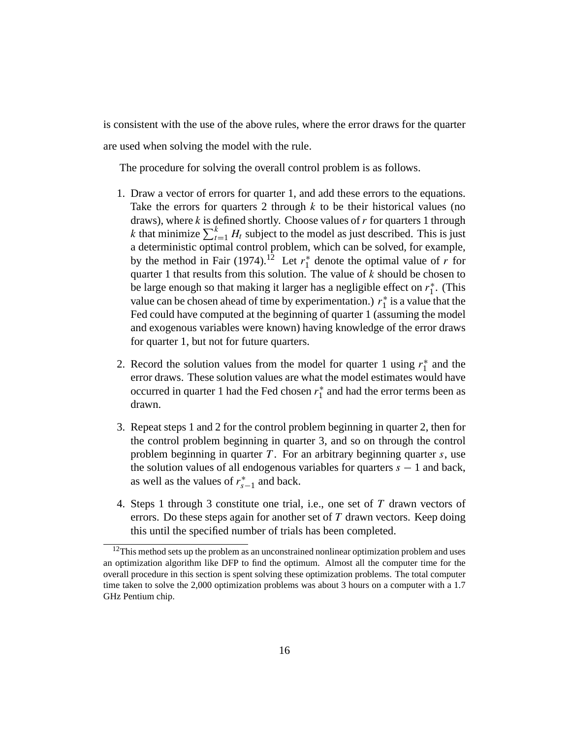is consistent with the use of the above rules, where the error draws for the quarter are used when solving the model with the rule.

The procedure for solving the overall control problem is as follows.

1. Draw a vector of errors for quarter 1, and add these errors to the equations. Take the errors for quarters 2 through $k$ to be their historical values (no draws), where $k$ is defined shortly. Choose values of $r$ for quarters 1 through $k$ that minimize $\sum_{t=1}^{k} H_t$ subject to the model as just described. This is just a deterministic optimal control problem, which can be solved, for example, by the method in Fair (1974).[12] Let $r_1^*$ denote the optimal value of $r$ for quarter 1 that results from this solution. The value of $k$ should be chosen to be large enough so that making it larger has a negligible effect on $r_1^*$. (This value can be chosen ahead of time by experimentation.) $r_1^*$ is a value that the Fed could have computed at the beginning of quarter 1 (assuming the model and exogenous variables were known) having knowledge of the error draws for quarter 1, but not for future quarters.

2. Record the solution values from the model for quarter 1 using $r_1^*$ and the error draws. These solution values are what the model estimates would have occurred in quarter 1 had the Fed chosen $r_1^*$ and had the error terms been as drawn.

3. Repeat steps 1 and 2 for the control problem beginning in quarter 2, then for the control problem beginning in quarter 3, and so on through the control problem beginning in quarter $T$. For an arbitrary beginning quarter $s$, use the solution values of all endogenous variables for quarters $s-1$ and back, as well as the values of $r_{s-1}^*$ and back.

4. Steps 1 through 3 constitute one trial, i.e., one set of $T$ drawn vectors of errors. Do these steps again for another set of $T$ drawn vectors. Keep doing this until the specified number of trials has been completed.

[12] This method sets up the problem as an unconstrained nonlinear optimization problem and uses an optimization algorithm like DFP to find the optimum. Almost all the computer time for the overall procedure in this section is spent solving these optimization problems. The total computer time taken to solve the 2,000 optimization problems was about 3 hours on a computer with a 1.7 GHz Pentium chip.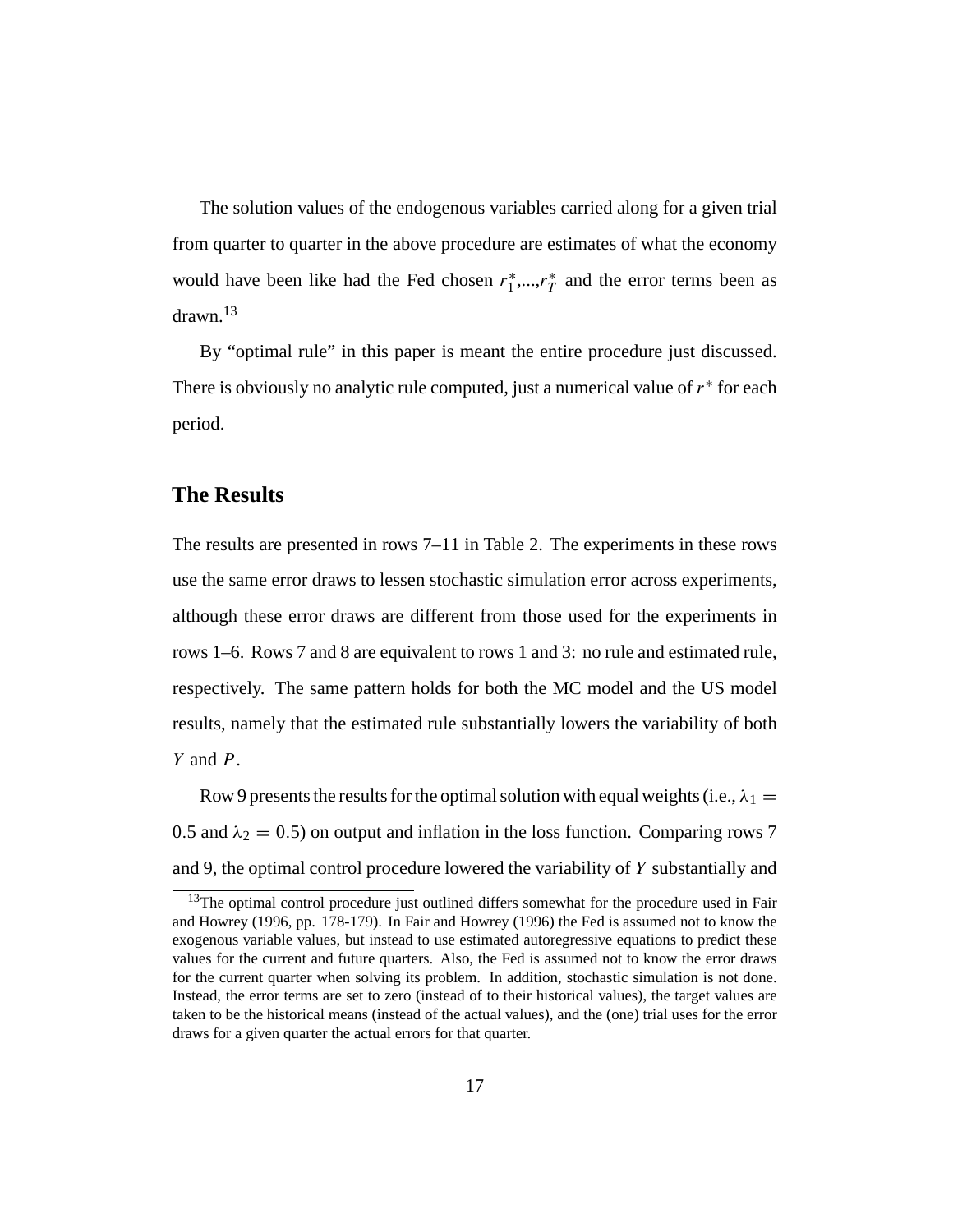The solution values of the endogenous variables carried along for a given trial from quarter to quarter in the above procedure are estimates of what the economy would have been like had the Fed chosen $r_1^*,...,r_T^*$ and the error terms been as drawn.[13]

By "optimal rule" in this paper is meant the entire procedure just discussed. There is obviously no analytic rule computed, just a numerical value of $r^*$ for each period.

## The Results

The results are presented in rows 7–11 in Table 2. The experiments in these rows use the same error draws to lessen stochastic simulation error across experiments, although these error draws are different from those used for the experiments in rows 1–6. Rows 7 and 8 are equivalent to rows 1 and 3: no rule and estimated rule, respectively. The same pattern holds for both the MC model and the US model results, namely that the estimated rule substantially lowers the variability of both $Y$ and $P$.

Row 9 presents the results for the optimal solution with equal weights (i.e., $\lambda_1 = 0.5$ and $\lambda_2 = 0.5$) on output and inflation in the loss function. Comparing rows 7 and 9, the optimal control procedure lowered the variability of $Y$ substantially and

[13]The optimal control procedure just outlined differs somewhat for the procedure used in Fair and Howrey (1996, pp. 178-179). In Fair and Howrey (1996) the Fed is assumed not to know the exogenous variable values, but instead to use estimated autoregressive equations to predict these values for the current and future quarters. Also, the Fed is assumed not to know the error draws for the current quarter when solving its problem. In addition, stochastic simulation is not done. Instead, the error terms are set to zero (instead of to their historical values), the target values are taken to be the historical means (instead of the actual values), and the (one) trial uses for the error draws for a given quarter the actual errors for that quarter.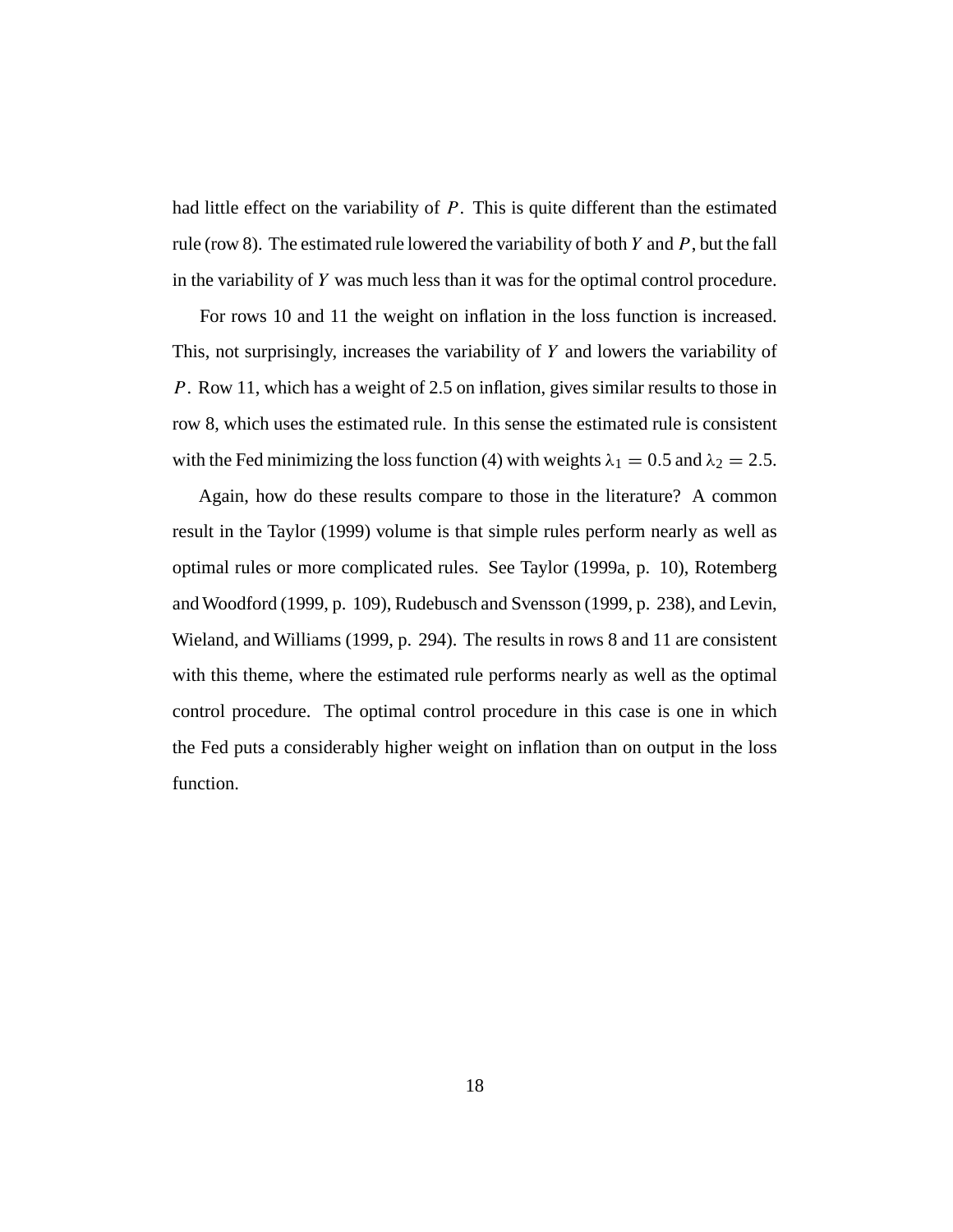had little effect on the variability of $P$. This is quite different than the estimated rule (row 8). The estimated rule lowered the variability of both $Y$ and $P$, but the fall in the variability of $Y$ was much less than it was for the optimal control procedure.

For rows 10 and 11 the weight on inflation in the loss function is increased. This, not surprisingly, increases the variability of $Y$ and lowers the variability of $P$. Row 11, which has a weight of 2.5 on inflation, gives similar results to those in row 8, which uses the estimated rule. In this sense the estimated rule is consistent with the Fed minimizing the loss function (4) with weights $\lambda_1 = 0.5$ and $\lambda_2 = 2.5$.

Again, how do these results compare to those in the literature? A common result in the Taylor (1999) volume is that simple rules perform nearly as well as optimal rules or more complicated rules. See Taylor (1999a, p. 10), Rotemberg and Woodford (1999, p. 109), Rudebusch and Svensson (1999, p. 238), and Levin, Wieland, and Williams (1999, p. 294). The results in rows 8 and 11 are consistent with this theme, where the estimated rule performs nearly as well as the optimal control procedure. The optimal control procedure in this case is one in which the Fed puts a considerably higher weight on inflation than on output in the loss function.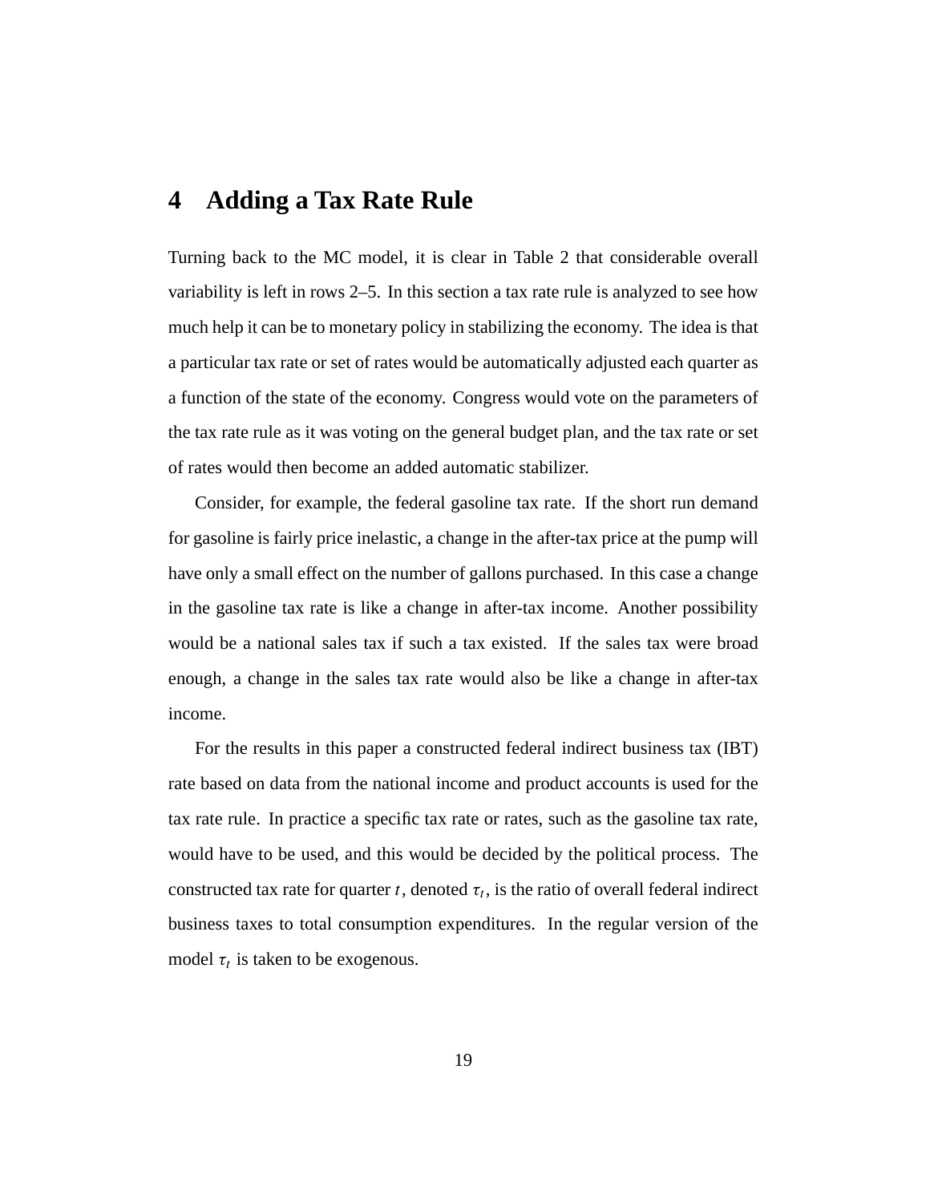# 4 Adding a Tax Rate Rule

Turning back to the MC model, it is clear in Table 2 that considerable overall variability is left in rows 2–5. In this section a tax rate rule is analyzed to see how much help it can be to monetary policy in stabilizing the economy. The idea is that a particular tax rate or set of rates would be automatically adjusted each quarter as a function of the state of the economy. Congress would vote on the parameters of the tax rate rule as it was voting on the general budget plan, and the tax rate or set of rates would then become an added automatic stabilizer.

Consider, for example, the federal gasoline tax rate. If the short run demand for gasoline is fairly price inelastic, a change in the after-tax price at the pump will have only a small effect on the number of gallons purchased. In this case a change in the gasoline tax rate is like a change in after-tax income. Another possibility would be a national sales tax if such a tax existed. If the sales tax were broad enough, a change in the sales tax rate would also be like a change in after-tax income.

For the results in this paper a constructed federal indirect business tax (IBT) rate based on data from the national income and product accounts is used for the tax rate rule. In practice a specific tax rate or rates, such as the gasoline tax rate, would have to be used, and this would be decided by the political process. The constructed tax rate for quarter $t$, denoted $\tau_t$, is the ratio of overall federal indirect business taxes to total consumption expenditures. In the regular version of the model $\tau_t$ is taken to be exogenous.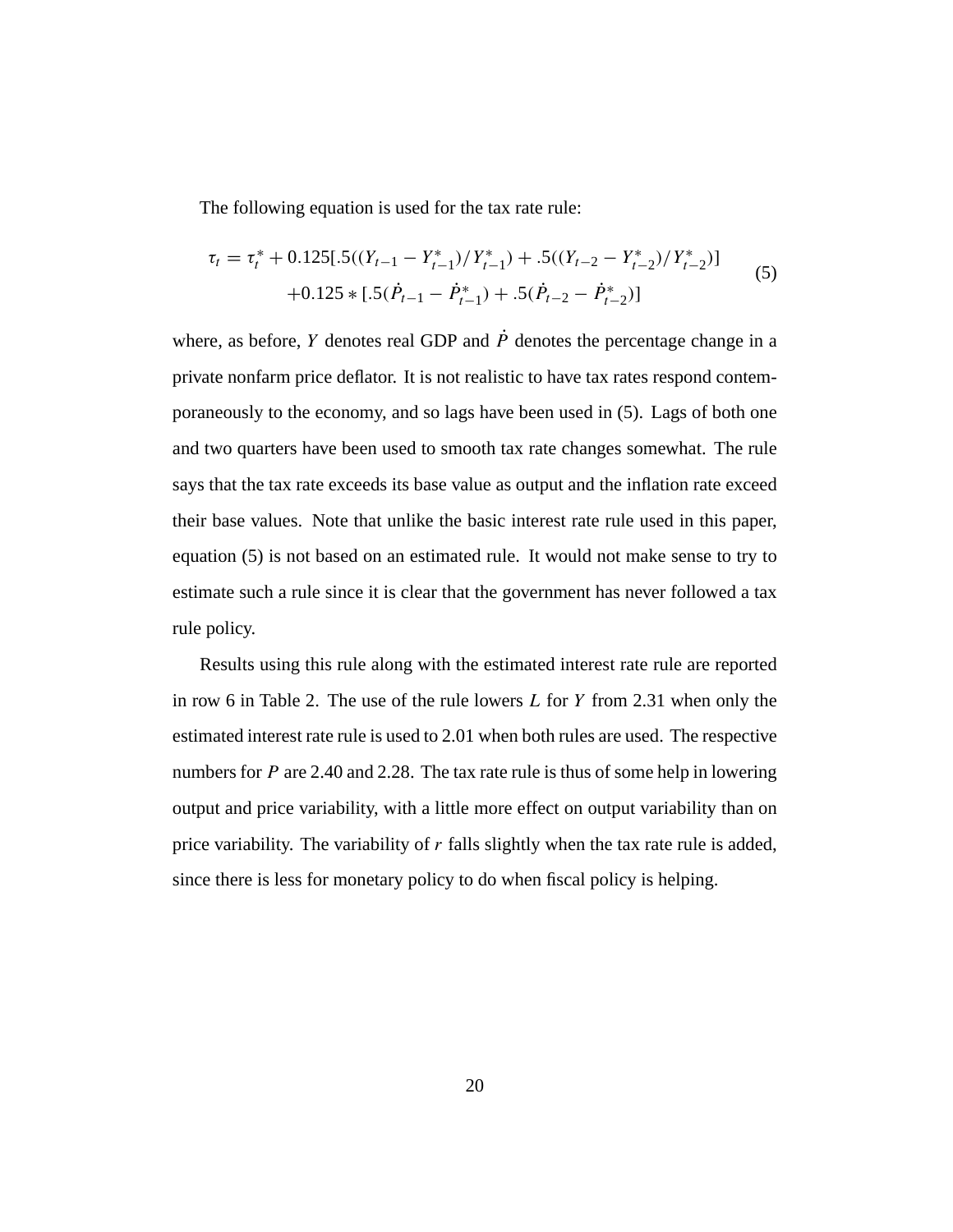The following equation is used for the tax rate rule:

$$
\begin{aligned}
\tau_t = \tau_t^* &+ 0.125[.5((Y_{t-1} - Y_{t-1}^*)/Y_{t-1}^*) + .5((Y_{t-2} - Y_{t-2}^*)/Y_{t-2}^*)] \\
&+ 0.125 * [.5(\dot{P}_{t-1} - \dot{P}_{t-1}^*) + .5(\dot{P}_{t-2} - \dot{P}_{t-2}^*)]
\end{aligned} \tag{5}
$$

where, as before, $Y$ denotes real GDP and $\dot{P}$ denotes the percentage change in a private nonfarm price deflator. It is not realistic to have tax rates respond contemporaneously to the economy, and so lags have been used in (5). Lags of both one and two quarters have been used to smooth tax rate changes somewhat. The rule says that the tax rate exceeds its base value as output and the inflation rate exceed their base values. Note that unlike the basic interest rate rule used in this paper, equation (5) is not based on an estimated rule. It would not make sense to try to estimate such a rule since it is clear that the government has never followed a tax rule policy.

Results using this rule along with the estimated interest rate rule are reported in row 6 in Table 2. The use of the rule lowers $L$ for $Y$ from 2.31 when only the estimated interest rate rule is used to 2.01 when both rules are used. The respective numbers for $P$ are 2.40 and 2.28. The tax rate rule is thus of some help in lowering output and price variability, with a little more effect on output variability than on price variability. The variability of $r$ falls slightly when the tax rate rule is added, since there is less for monetary policy to do when fiscal policy is helping.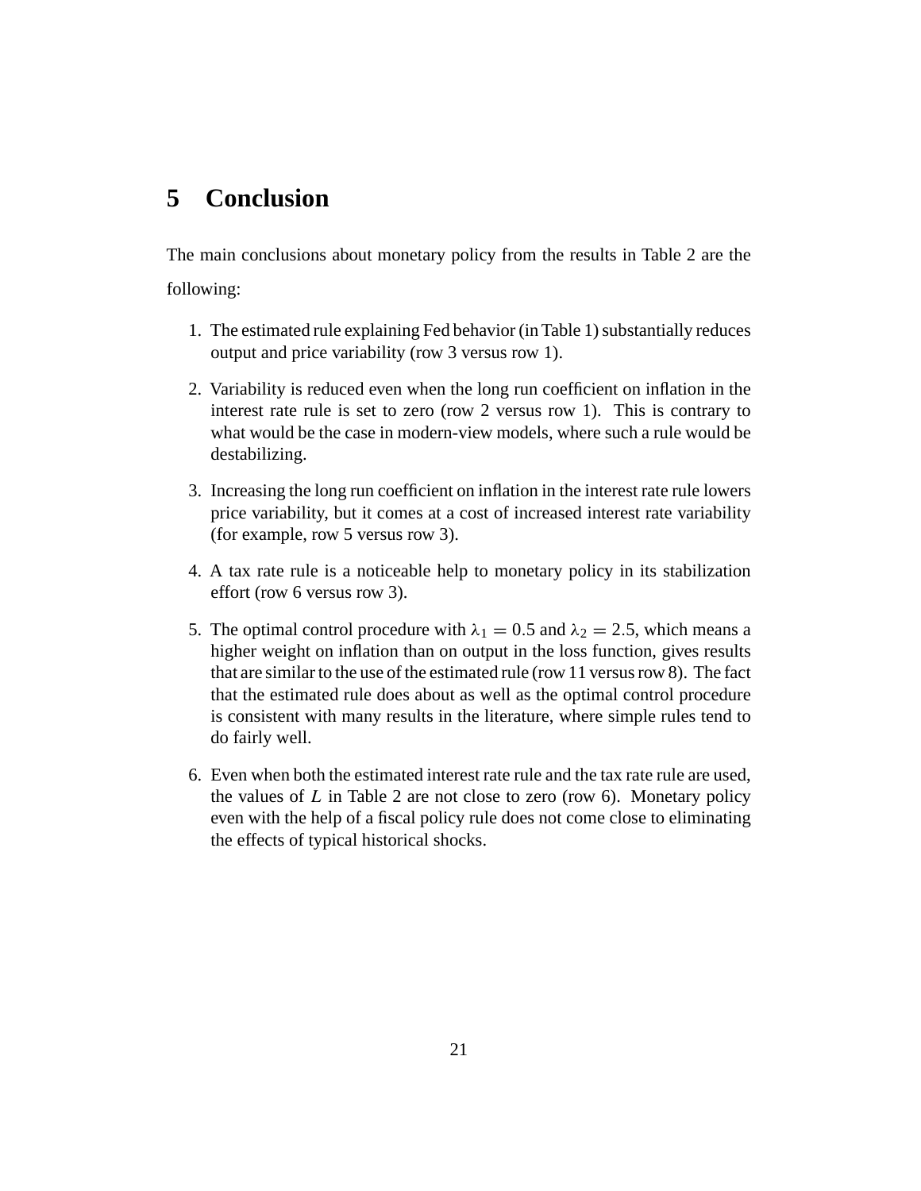# 5 Conclusion

The main conclusions about monetary policy from the results in Table 2 are the following:

1. The estimated rule explaining Fed behavior (in Table 1) substantially reduces output and price variability (row 3 versus row 1).

2. Variability is reduced even when the long run coefficient on inflation in the interest rate rule is set to zero (row 2 versus row 1). This is contrary to what would be the case in modern-view models, where such a rule would be destabilizing.

3. Increasing the long run coefficient on inflation in the interest rate rule lowers price variability, but it comes at a cost of increased interest rate variability (for example, row 5 versus row 3).

4. A tax rate rule is a noticeable help to monetary policy in its stabilization effort (row 6 versus row 3).

5. The optimal control procedure with $\lambda_1 = 0.5$ and $\lambda_2 = 2.5$, which means a higher weight on inflation than on output in the loss function, gives results that are similar to the use of the estimated rule (row 11 versus row 8). The fact that the estimated rule does about as well as the optimal control procedure is consistent with many results in the literature, where simple rules tend to do fairly well.

6. Even when both the estimated interest rate rule and the tax rate rule are used, the values of $L$ in Table 2 are not close to zero (row 6). Monetary policy even with the help of a fiscal policy rule does not come close to eliminating the effects of typical historical shocks.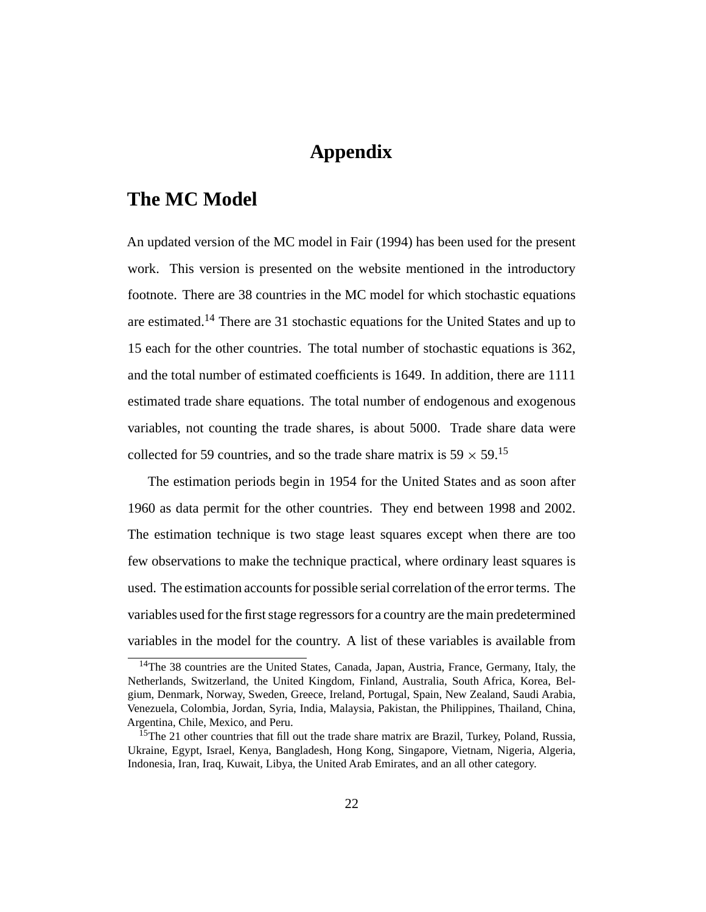# Appendix

## The MC Model

An updated version of the MC model in Fair (1994) has been used for the present work. This version is presented on the website mentioned in the introductory footnote. There are 38 countries in the MC model for which stochastic equations are estimated.[14] There are 31 stochastic equations for the United States and up to 15 each for the other countries. The total number of stochastic equations is 362, and the total number of estimated coefficients is 1649. In addition, there are 1111 estimated trade share equations. The total number of endogenous and exogenous variables, not counting the trade shares, is about 5000. Trade share data were collected for 59 countries, and so the trade share matrix is $59 \times 59$.[15]

The estimation periods begin in 1954 for the United States and as soon after 1960 as data permit for the other countries. They end between 1998 and 2002. The estimation technique is two stage least squares except when there are too few observations to make the technique practical, where ordinary least squares is used. The estimation accounts for possible serial correlation of the error terms. The variables used for the first stage regressors for a country are the main predetermined variables in the model for the country. A list of these variables is available from

[14]The 38 countries are the United States, Canada, Japan, Austria, France, Germany, Italy, the Netherlands, Switzerland, the United Kingdom, Finland, Australia, South Africa, Korea, Belgium, Denmark, Norway, Sweden, Greece, Ireland, Portugal, Spain, New Zealand, Saudi Arabia, Venezuela, Colombia, Jordan, Syria, India, Malaysia, Pakistan, the Philippines, Thailand, China, Argentina, Chile, Mexico, and Peru.

[15]The 21 other countries that fill out the trade share matrix are Brazil, Turkey, Poland, Russia, Ukraine, Egypt, Israel, Kenya, Bangladesh, Hong Kong, Singapore, Vietnam, Nigeria, Algeria, Indonesia, Iran, Iraq, Kuwait, Libya, the United Arab Emirates, and an all other category.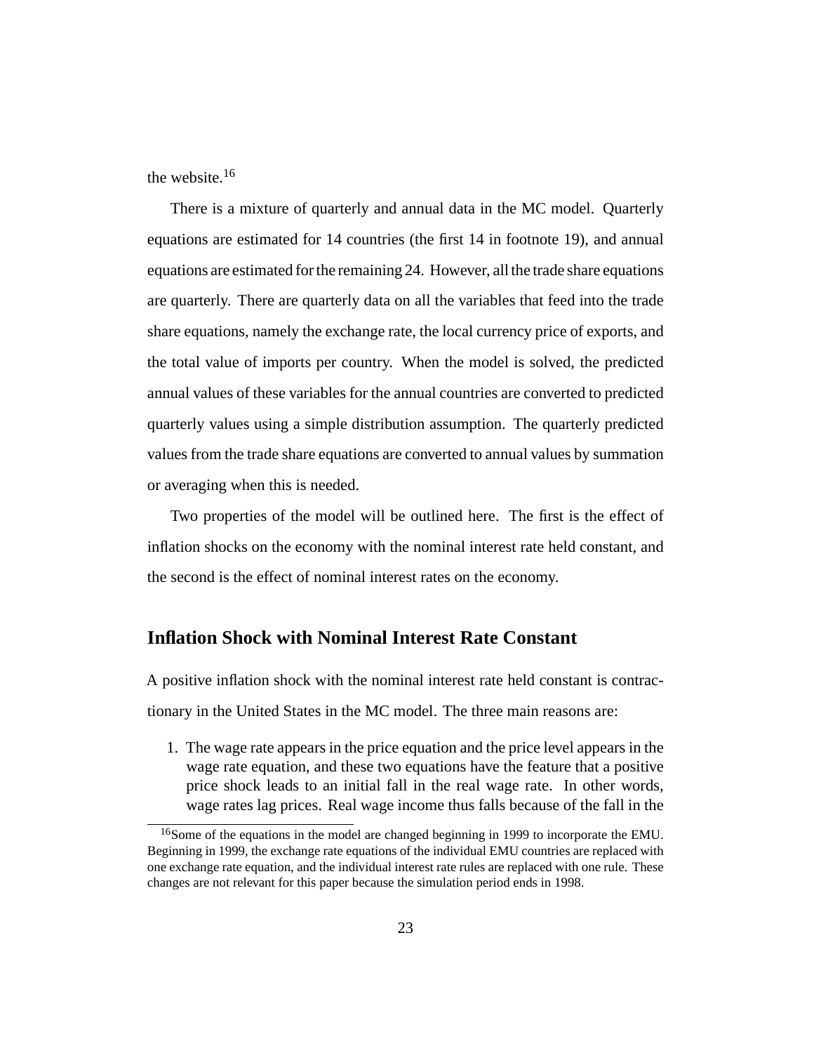the website.[16]

There is a mixture of quarterly and annual data in the MC model. Quarterly equations are estimated for 14 countries (the first 14 in footnote 19), and annual equations are estimated for the remaining 24. However, all the trade share equations are quarterly. There are quarterly data on all the variables that feed into the trade share equations, namely the exchange rate, the local currency price of exports, and the total value of imports per country. When the model is solved, the predicted annual values of these variables for the annual countries are converted to predicted quarterly values using a simple distribution assumption. The quarterly predicted values from the trade share equations are converted to annual values by summation or averaging when this is needed.

Two properties of the model will be outlined here. The first is the effect of inflation shocks on the economy with the nominal interest rate held constant, and the second is the effect of nominal interest rates on the economy.

## Inflation Shock with Nominal Interest Rate Constant

A positive inflation shock with the nominal interest rate held constant is contractionary in the United States in the MC model. The three main reasons are:

1. The wage rate appears in the price equation and the price level appears in the wage rate equation, and these two equations have the feature that a positive price shock leads to an initial fall in the real wage rate. In other words, wage rates lag prices. Real wage income thus falls because of the fall in the

[16] Some of the equations in the model are changed beginning in 1999 to incorporate the EMU. Beginning in 1999, the exchange rate equations of the individual EMU countries are replaced with one exchange rate equation, and the individual interest rate rules are replaced with one rule. These changes are not relevant for this paper because the simulation period ends in 1998.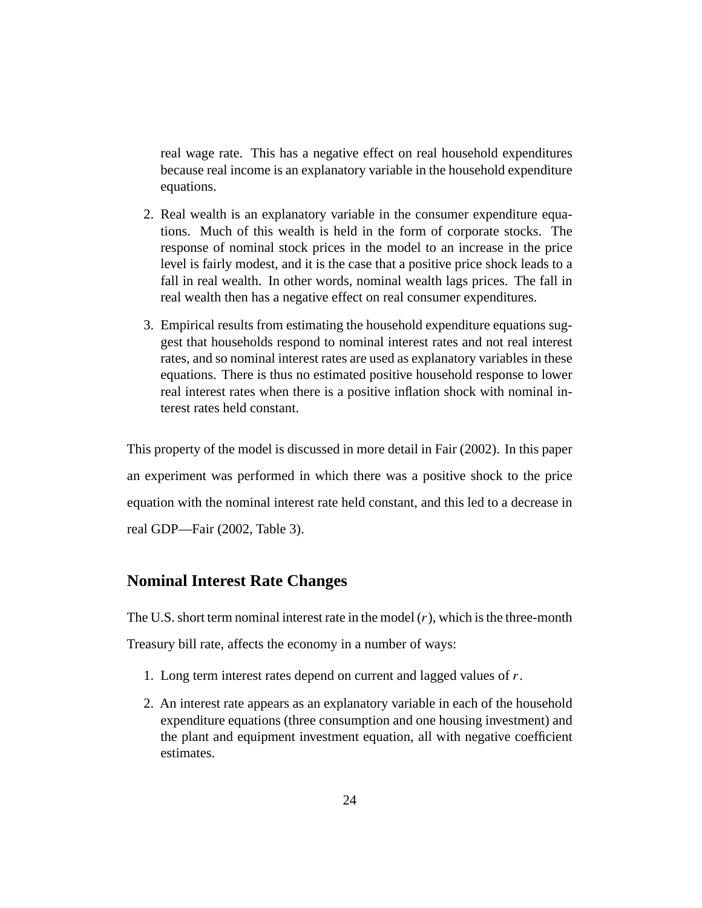real wage rate. This has a negative effect on real household expenditures because real income is an explanatory variable in the household expenditure equations.

2. Real wealth is an explanatory variable in the consumer expenditure equations. Much of this wealth is held in the form of corporate stocks. The response of nominal stock prices in the model to an increase in the price level is fairly modest, and it is the case that a positive price shock leads to a fall in real wealth. In other words, nominal wealth lags prices. The fall in real wealth then has a negative effect on real consumer expenditures.

3. Empirical results from estimating the household expenditure equations suggest that households respond to nominal interest rates and not real interest rates, and so nominal interest rates are used as explanatory variables in these equations. There is thus no estimated positive household response to lower real interest rates when there is a positive inflation shock with nominal interest rates held constant.

This property of the model is discussed in more detail in Fair (2002). In this paper an experiment was performed in which there was a positive shock to the price equation with the nominal interest rate held constant, and this led to a decrease in real GDP—Fair (2002, Table 3).

## Nominal Interest Rate Changes

The U.S. short term nominal interest rate in the model ($r$), which is the three-month Treasury bill rate, affects the economy in a number of ways:

1. Long term interest rates depend on current and lagged values of $r$.
2. An interest rate appears as an explanatory variable in each of the household expenditure equations (three consumption and one housing investment) and the plant and equipment investment equation, all with negative coefficient estimates.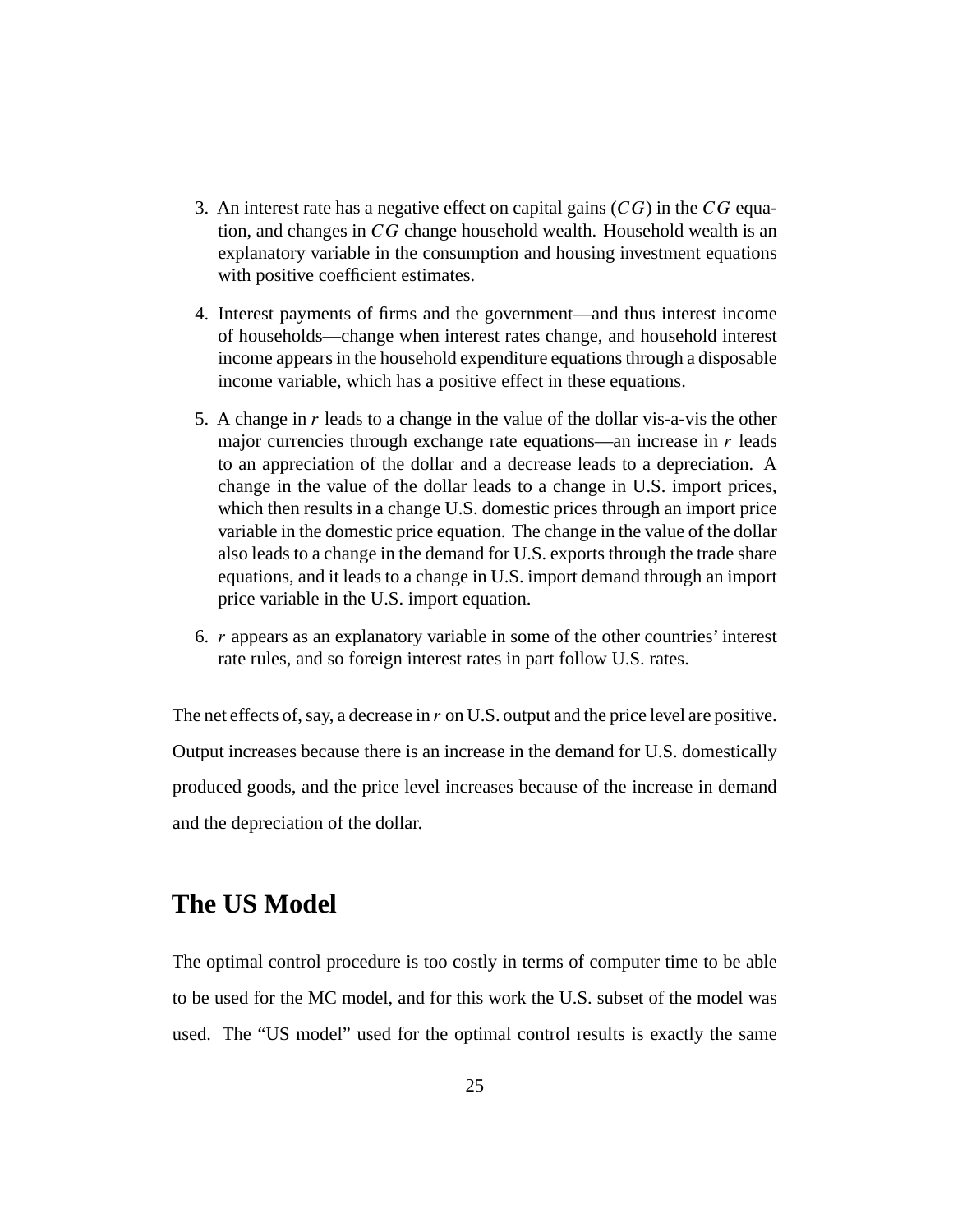3. An interest rate has a negative effect on capital gains ($CG$) in the $CG$ equation, and changes in $CG$ change household wealth. Household wealth is an explanatory variable in the consumption and housing investment equations with positive coefficient estimates.

4. Interest payments of firms and the government—and thus interest income of households—change when interest rates change, and household interest income appears in the household expenditure equations through a disposable income variable, which has a positive effect in these equations.

5. A change in $r$ leads to a change in the value of the dollar vis-a-vis the other major currencies through exchange rate equations—an increase in $r$ leads to an appreciation of the dollar and a decrease leads to a depreciation. A change in the value of the dollar leads to a change in U.S. import prices, which then results in a change U.S. domestic prices through an import price variable in the domestic price equation. The change in the value of the dollar also leads to a change in the demand for U.S. exports through the trade share equations, and it leads to a change in U.S. import demand through an import price variable in the U.S. import equation.

6. $r$ appears as an explanatory variable in some of the other countries' interest rate rules, and so foreign interest rates in part follow U.S. rates.

The net effects of, say, a decrease in $r$ on U.S. output and the price level are positive. Output increases because there is an increase in the demand for U.S. domestically produced goods, and the price level increases because of the increase in demand and the depreciation of the dollar.

## The US Model

The optimal control procedure is too costly in terms of computer time to be able to be used for the MC model, and for this work the U.S. subset of the model was used. The "US model" used for the optimal control results is exactly the same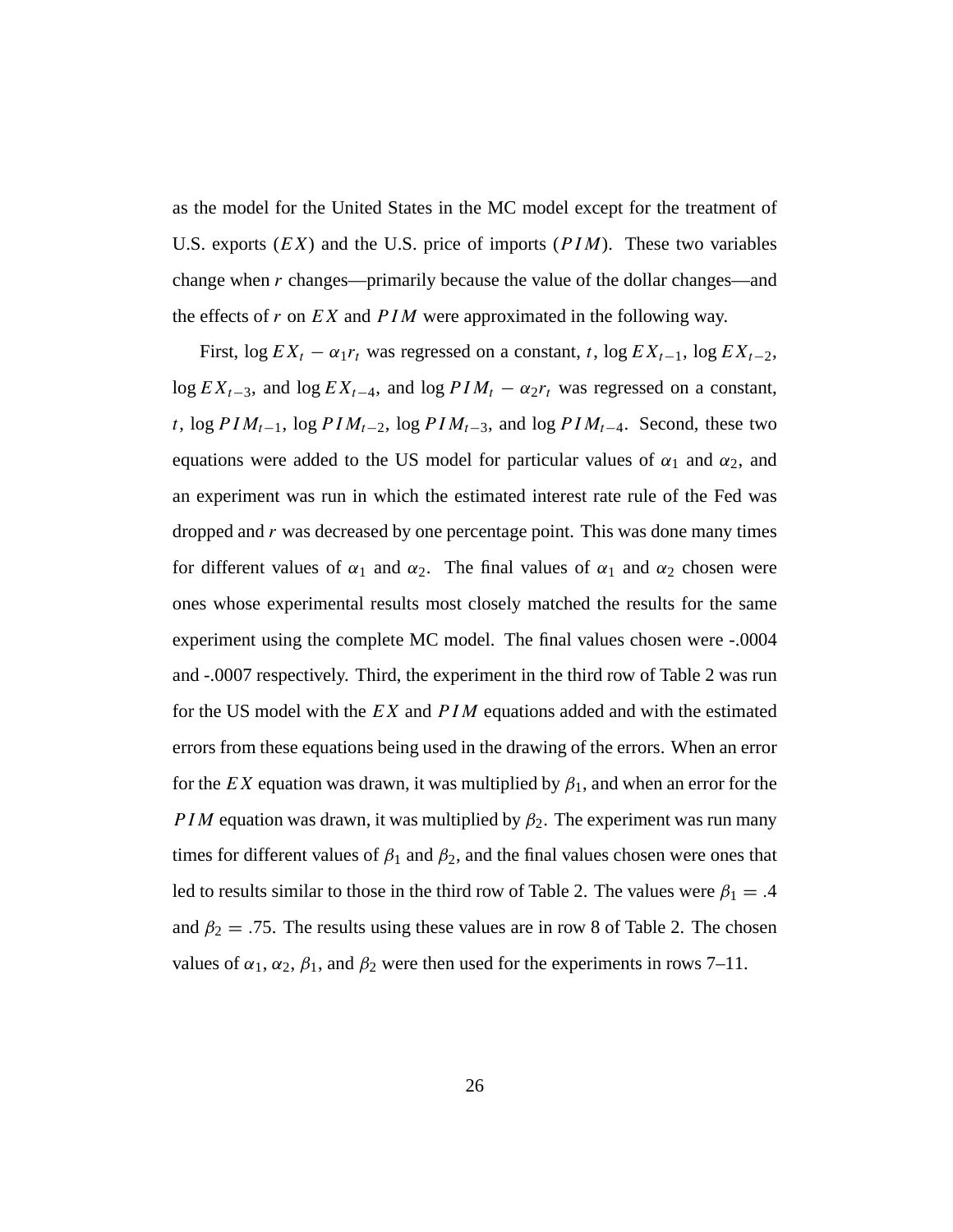as the model for the United States in the MC model except for the treatment of U.S. exports ($EX$) and the U.S. price of imports ($PIM$). These two variables change when $r$ changes—primarily because the value of the dollar changes—and the effects of $r$ on $EX$ and $PIM$ were approximated in the following way.

First, $\log EX_t - \alpha_1 r_t$ was regressed on a constant, $t$, $\log EX_{t-1}$, $\log EX_{t-2}$, $\log EX_{t-3}$, and $\log EX_{t-4}$, and $\log PIM_t - \alpha_2 r_t$ was regressed on a constant, $t$, $\log PIM_{t-1}$, $\log PIM_{t-2}$, $\log PIM_{t-3}$, and $\log PIM_{t-4}$. Second, these two equations were added to the US model for particular values of $\alpha_1$ and $\alpha_2$, and an experiment was run in which the estimated interest rate rule of the Fed was dropped and $r$ was decreased by one percentage point. This was done many times for different values of $\alpha_1$ and $\alpha_2$. The final values of $\alpha_1$ and $\alpha_2$ chosen were ones whose experimental results most closely matched the results for the same experiment using the complete MC model. The final values chosen were -.0004 and -.0007 respectively. Third, the experiment in the third row of Table 2 was run for the US model with the $EX$ and $PIM$ equations added and with the estimated errors from these equations being used in the drawing of the errors. When an error for the $EX$ equation was drawn, it was multiplied by $\beta_1$, and when an error for the $PIM$ equation was drawn, it was multiplied by $\beta_2$. The experiment was run many times for different values of $\beta_1$ and $\beta_2$, and the final values chosen were ones that led to results similar to those in the third row of Table 2. The values were $\beta_1 = .4$ and $\beta_2 = .75$. The results using these values are in row 8 of Table 2. The chosen values of $\alpha_1$, $\alpha_2$, $\beta_1$, and $\beta_2$ were then used for the experiments in rows 7–11.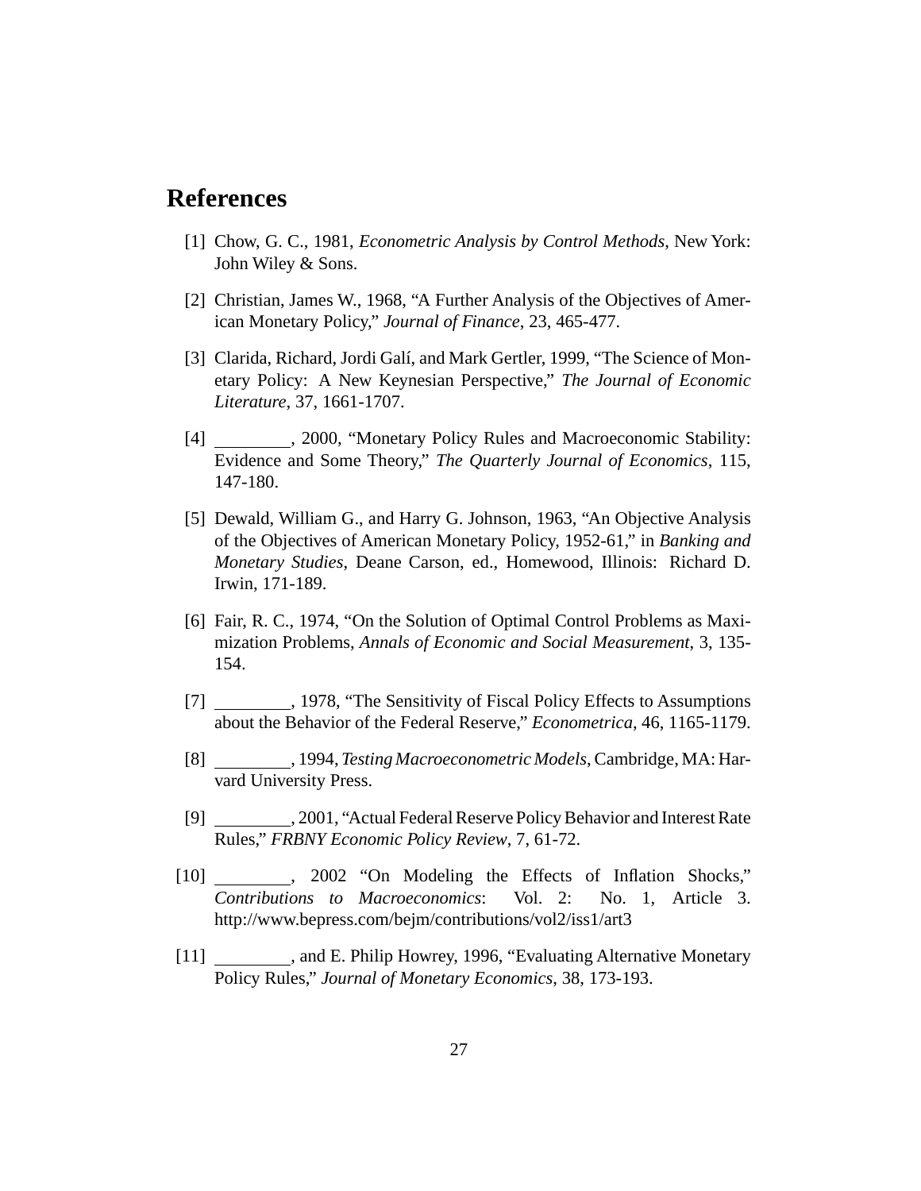## References

[1] Chow, G. C., 1981, *Econometric Analysis by Control Methods*, New York: John Wiley & Sons.

[2] Christian, James W., 1968, "A Further Analysis of the Objectives of American Monetary Policy," *Journal of Finance*, 23, 465-477.

[3] Clarida, Richard, Jordi Galí, and Mark Gertler, 1999, "The Science of Monetary Policy: A New Keynesian Perspective," *The Journal of Economic Literature*, 37, 1661-1707.

[4] ________, 2000, "Monetary Policy Rules and Macroeconomic Stability: Evidence and Some Theory," *The Quarterly Journal of Economics*, 115, 147-180.

[5] Dewald, William G., and Harry G. Johnson, 1963, "An Objective Analysis of the Objectives of American Monetary Policy, 1952-61," in *Banking and Monetary Studies*, Deane Carson, ed., Homewood, Illinois: Richard D. Irwin, 171-189.

[6] Fair, R. C., 1974, "On the Solution of Optimal Control Problems as Maximization Problems, *Annals of Economic and Social Measurement*, 3, 135-154.

[7] ________, 1978, "The Sensitivity of Fiscal Policy Effects to Assumptions about the Behavior of the Federal Reserve," *Econometrica*, 46, 1165-1179.

[8] ________, 1994, *Testing Macroeconometric Models*, Cambridge, MA: Harvard University Press.

[9] ________, 2001, "Actual Federal Reserve Policy Behavior and Interest Rate Rules," *FRBNY Economic Policy Review*, 7, 61-72.

[10] ________, 2002 "On Modeling the Effects of Inflation Shocks," *Contributions to Macroeconomics*: Vol. 2: No. 1, Article 3. http://www.bepress.com/bejm/contributions/vol2/iss1/art3

[11] ________, and E. Philip Howrey, 1996, "Evaluating Alternative Monetary Policy Rules," *Journal of Monetary Economics*, 38, 173-193.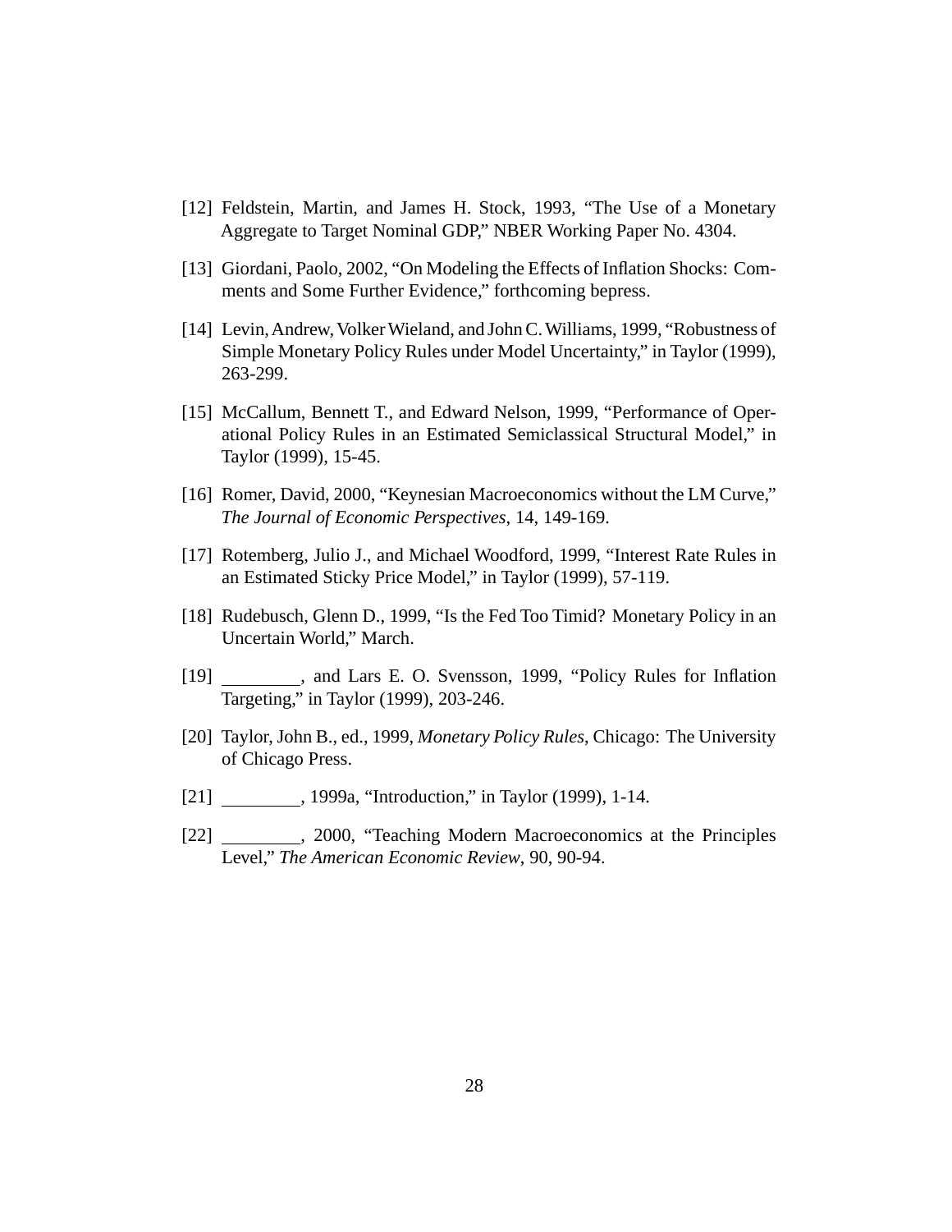[12] Feldstein, Martin, and James H. Stock, 1993, "The Use of a Monetary Aggregate to Target Nominal GDP," NBER Working Paper No. 4304.

[13] Giordani, Paolo, 2002, "On Modeling the Effects of Inflation Shocks: Comments and Some Further Evidence," forthcoming bepress.

[14] Levin, Andrew, Volker Wieland, and John C. Williams, 1999, "Robustness of Simple Monetary Policy Rules under Model Uncertainty," in Taylor (1999), 263-299.

[15] McCallum, Bennett T., and Edward Nelson, 1999, "Performance of Operational Policy Rules in an Estimated Semiclassical Structural Model," in Taylor (1999), 15-45.

[16] Romer, David, 2000, "Keynesian Macroeconomics without the LM Curve," *The Journal of Economic Perspectives*, 14, 149-169.

[17] Rotemberg, Julio J., and Michael Woodford, 1999, "Interest Rate Rules in an Estimated Sticky Price Model," in Taylor (1999), 57-119.

[18] Rudebusch, Glenn D., 1999, "Is the Fed Too Timid? Monetary Policy in an Uncertain World," March.

[19] ________, and Lars E. O. Svensson, 1999, "Policy Rules for Inflation Targeting," in Taylor (1999), 203-246.

[20] Taylor, John B., ed., 1999, *Monetary Policy Rules*, Chicago: The University of Chicago Press.

[21] ________, 1999a, "Introduction," in Taylor (1999), 1-14.

[22] ________, 2000, "Teaching Modern Macroeconomics at the Principles Level," *The American Economic Review*, 90, 90-94.